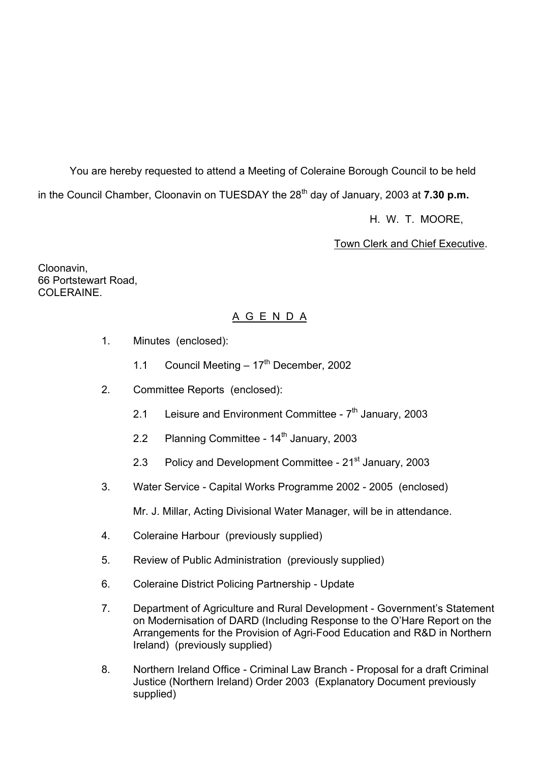You are hereby requested to attend a Meeting of Coleraine Borough Council to be held in the Council Chamber, Cloonavin on TUESDAY the 28th day of January, 2003 at **7.30 p.m.**

H. W. T. MOORE,

Town Clerk and Chief Executive.

Cloonavin,
66 Portstewart Road,
COLERAINE.

## A G E N D A

1. Minutes (enclosed):

   1.1 Council Meeting – 17th December, 2002

2. Committee Reports (enclosed):

   2.1 Leisure and Environment Committee - 7th January, 2003

   2.2 Planning Committee - 14th January, 2003

   2.3 Policy and Development Committee - 21st January, 2003

3. Water Service - Capital Works Programme 2002 - 2005 (enclosed)

   Mr. J. Millar, Acting Divisional Water Manager, will be in attendance.

4. Coleraine Harbour (previously supplied)

5. Review of Public Administration (previously supplied)

6. Coleraine District Policing Partnership - Update

7. Department of Agriculture and Rural Development - Government's Statement on Modernisation of DARD (Including Response to the O'Hare Report on the Arrangements for the Provision of Agri-Food Education and R&D in Northern Ireland) (previously supplied)

8. Northern Ireland Office - Criminal Law Branch - Proposal for a draft Criminal Justice (Northern Ireland) Order 2003 (Explanatory Document previously supplied)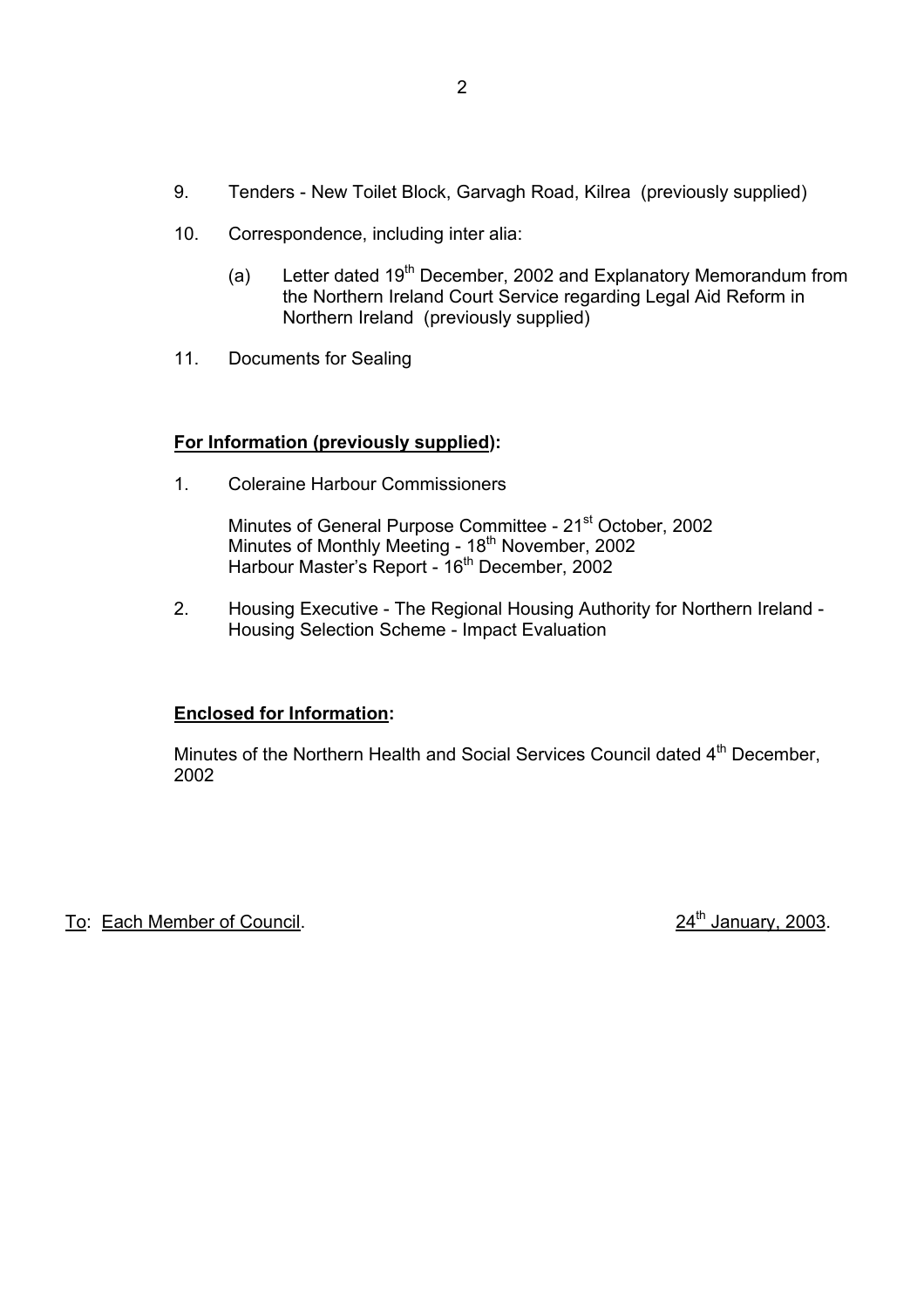9. Tenders - New Toilet Block, Garvagh Road, Kilrea (previously supplied)

10. Correspondence, including inter alia:

    (a) Letter dated 19th December, 2002 and Explanatory Memorandum from the Northern Ireland Court Service regarding Legal Aid Reform in Northern Ireland (previously supplied)

11. Documents for Sealing

**<u>For Information (previously supplied)</u>:**

1. Coleraine Harbour Commissioners

   Minutes of General Purpose Committee - 21st October, 2002
   Minutes of Monthly Meeting - 18th November, 2002
   Harbour Master's Report - 16th December, 2002

2. Housing Executive - The Regional Housing Authority for Northern Ireland - Housing Selection Scheme - Impact Evaluation

**<u>Enclosed for Information</u>:**

Minutes of the Northern Health and Social Services Council dated 4th December, 2002

<u>To</u>: <u>Each Member of Council</u>. <u>24th January, 2003</u>.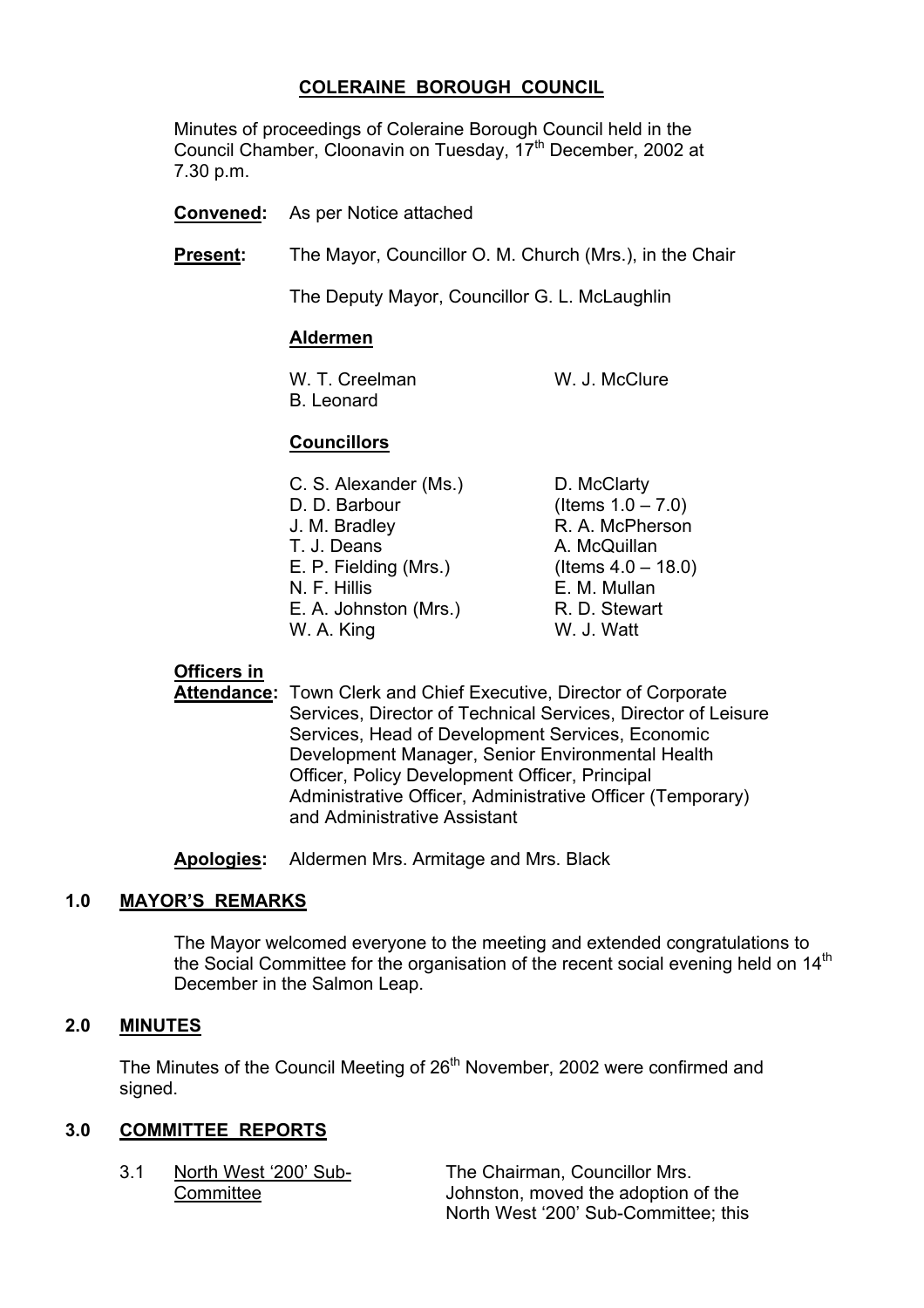## COLERAINE BOROUGH COUNCIL

Minutes of proceedings of Coleraine Borough Council held in the Council Chamber, Cloonavin on Tuesday, 17th December, 2002 at 7.30 p.m.

**Convened:** As per Notice attached

**Present:** The Mayor, Councillor O. M. Church (Mrs.), in the Chair

The Deputy Mayor, Councillor G. L. McLaughlin

**Aldermen**

W. T. Creelman
W. J. McClure
B. Leonard

**Councillors**

C. S. Alexander (Ms.)
D. D. Barbour
J. M. Bradley
T. J. Deans
E. P. Fielding (Mrs.)
N. F. Hillis
E. A. Johnston (Mrs.)
W. A. King
D. McClarty (Items 1.0 – 7.0)
R. A. McPherson
A. McQuillan (Items 4.0 – 18.0)
E. M. Mullan
R. D. Stewart
W. J. Watt

**Officers in Attendance:** Town Clerk and Chief Executive, Director of Corporate Services, Director of Technical Services, Director of Leisure Services, Head of Development Services, Economic Development Manager, Senior Environmental Health Officer, Policy Development Officer, Principal Administrative Officer, Administrative Officer (Temporary) and Administrative Assistant

**Apologies:** Aldermen Mrs. Armitage and Mrs. Black

### 1.0 MAYOR'S REMARKS

The Mayor welcomed everyone to the meeting and extended congratulations to the Social Committee for the organisation of the recent social evening held on 14th December in the Salmon Leap.

### 2.0 MINUTES

The Minutes of the Council Meeting of 26th November, 2002 were confirmed and signed.

### 3.0 COMMITTEE REPORTS

3.1 North West '200' Sub-Committee

The Chairman, Councillor Mrs. Johnston, moved the adoption of the North West '200' Sub-Committee; this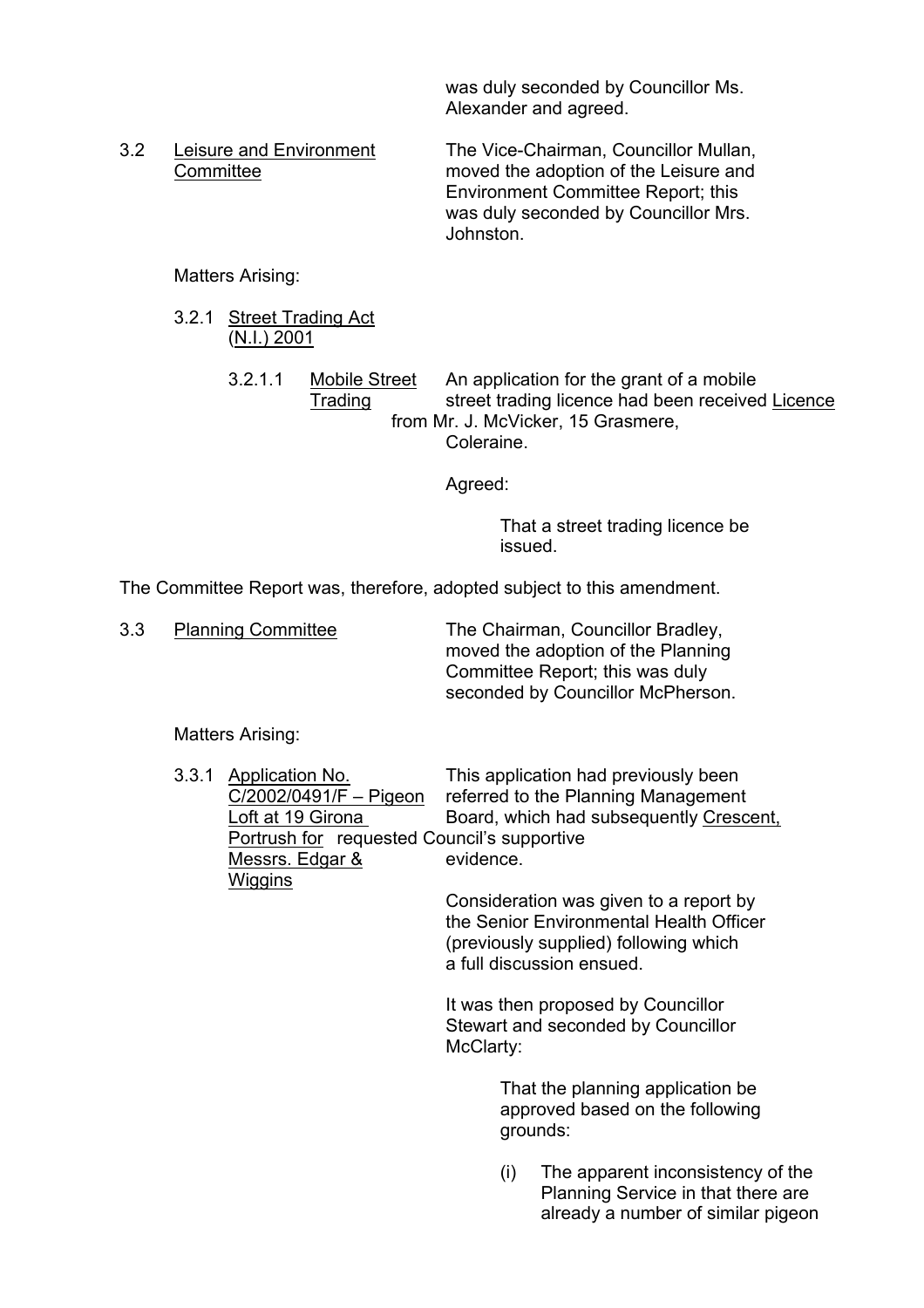was duly seconded by Councillor Ms. Alexander and agreed.

3.2 Leisure and Environment Committee

The Vice-Chairman, Councillor Mullan, moved the adoption of the Leisure and Environment Committee Report; this was duly seconded by Councillor Mrs. Johnston.

Matters Arising:

3.2.1 Street Trading Act (N.I.) 2001

3.2.1.1 Mobile Street Trading Licence

An application for the grant of a mobile street trading licence had been received from Mr. J. McVicker, 15 Grasmere, Coleraine.

Agreed:

> That a street trading licence be issued.

The Committee Report was, therefore, adopted subject to this amendment.

3.3 Planning Committee

The Chairman, Councillor Bradley, moved the adoption of the Planning Committee Report; this was duly seconded by Councillor McPherson.

Matters Arising:

3.3.1 Application No. C/2002/0491/F – Pigeon Loft at 19 Girona Crescent, Portrush for Messrs. Edgar & Wiggins

This application had previously been referred to the Planning Management Board, which had subsequently requested Council's supportive evidence.

Consideration was given to a report by the Senior Environmental Health Officer (previously supplied) following which a full discussion ensued.

It was then proposed by Councillor Stewart and seconded by Councillor McClarty:

> That the planning application be approved based on the following grounds:
>
> (i) The apparent inconsistency of the Planning Service in that there are already a number of similar pigeon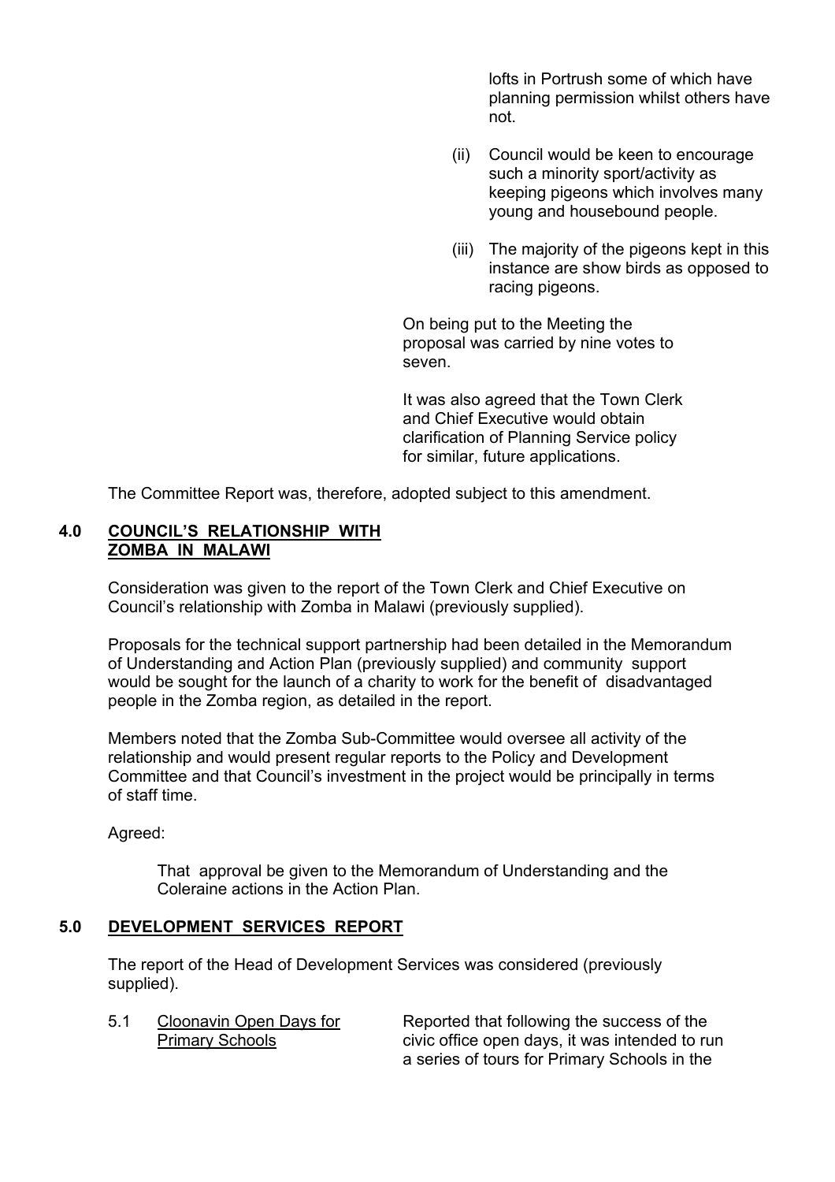lofts in Portrush some of which have planning permission whilst others have not.

(ii) Council would be keen to encourage such a minority sport/activity as keeping pigeons which involves many young and housebound people.

(iii) The majority of the pigeons kept in this instance are show birds as opposed to racing pigeons.

On being put to the Meeting the proposal was carried by nine votes to seven.

It was also agreed that the Town Clerk and Chief Executive would obtain clarification of Planning Service policy for similar, future applications.

The Committee Report was, therefore, adopted subject to this amendment.

## 4.0 COUNCIL'S RELATIONSHIP WITH ZOMBA IN MALAWI

Consideration was given to the report of the Town Clerk and Chief Executive on Council's relationship with Zomba in Malawi (previously supplied).

Proposals for the technical support partnership had been detailed in the Memorandum of Understanding and Action Plan (previously supplied) and community support would be sought for the launch of a charity to work for the benefit of disadvantaged people in the Zomba region, as detailed in the report.

Members noted that the Zomba Sub-Committee would oversee all activity of the relationship and would present regular reports to the Policy and Development Committee and that Council's investment in the project would be principally in terms of staff time.

Agreed:

That approval be given to the Memorandum of Understanding and the Coleraine actions in the Action Plan.

## 5.0 DEVELOPMENT SERVICES REPORT

The report of the Head of Development Services was considered (previously supplied).

5.1 Cloonavin Open Days for Primary Schools

Reported that following the success of the civic office open days, it was intended to run a series of tours for Primary Schools in the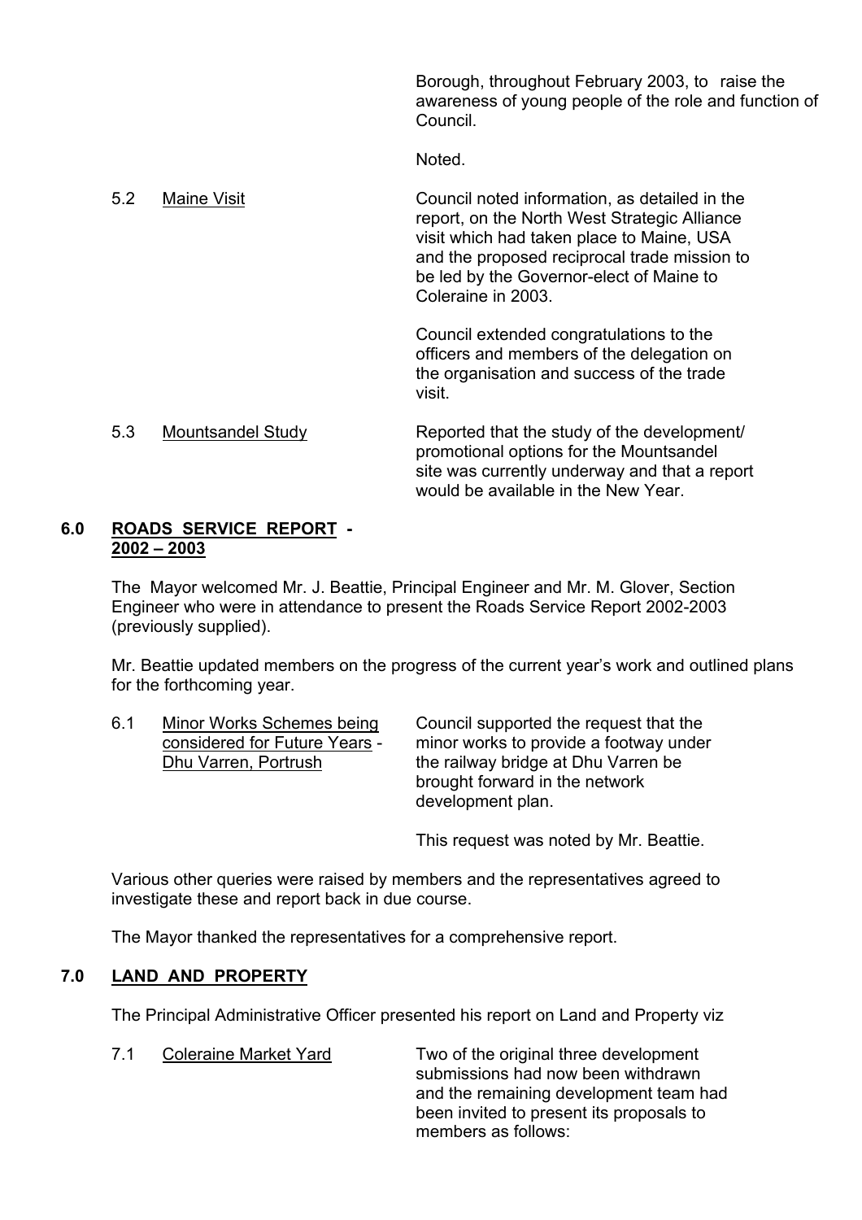Borough, throughout February 2003, to raise the awareness of young people of the role and function of Council.

Noted.

5.2 Maine Visit

Council noted information, as detailed in the report, on the North West Strategic Alliance visit which had taken place to Maine, USA and the proposed reciprocal trade mission to be led by the Governor-elect of Maine to Coleraine in 2003.

Council extended congratulations to the officers and members of the delegation on the organisation and success of the trade visit.

5.3 Mountsandel Study

Reported that the study of the development/ promotional options for the Mountsandel site was currently underway and that a report would be available in the New Year.

## 6.0 ROADS SERVICE REPORT - 2002 – 2003

The Mayor welcomed Mr. J. Beattie, Principal Engineer and Mr. M. Glover, Section Engineer who were in attendance to present the Roads Service Report 2002-2003 (previously supplied).

Mr. Beattie updated members on the progress of the current year's work and outlined plans for the forthcoming year.

6.1 Minor Works Schemes being considered for Future Years - Dhu Varren, Portrush

Council supported the request that the minor works to provide a footway under the railway bridge at Dhu Varren be brought forward in the network development plan.

This request was noted by Mr. Beattie.

Various other queries were raised by members and the representatives agreed to investigate these and report back in due course.

The Mayor thanked the representatives for a comprehensive report.

## 7.0 LAND AND PROPERTY

The Principal Administrative Officer presented his report on Land and Property viz

7.1 Coleraine Market Yard

Two of the original three development submissions had now been withdrawn and the remaining development team had been invited to present its proposals to members as follows: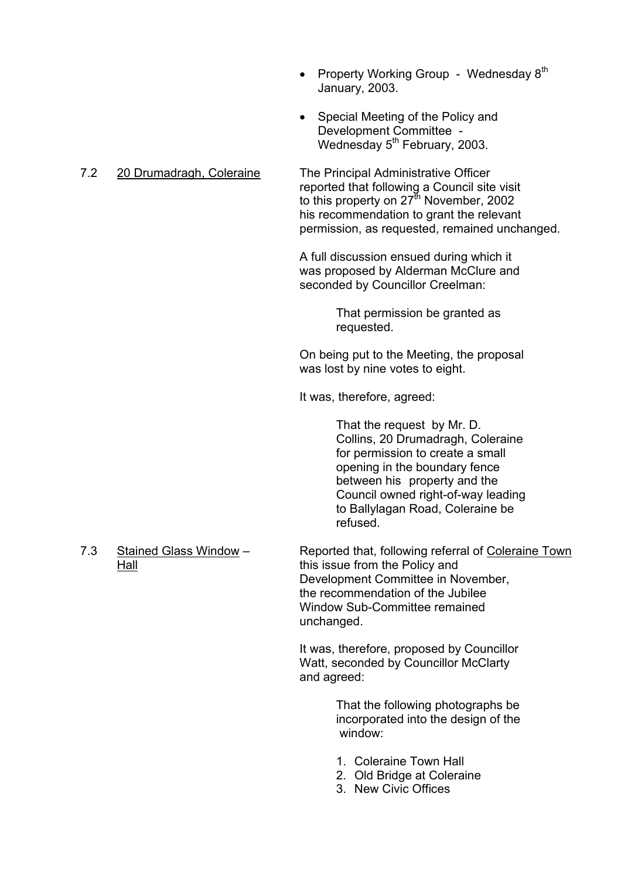- Property Working Group - Wednesday 8th January, 2003.
- Special Meeting of the Policy and Development Committee - Wednesday 5th February, 2003.

**7.2 20 Drumadragh, Coleraine**

The Principal Administrative Officer reported that following a Council site visit to this property on 27th November, 2002 his recommendation to grant the relevant permission, as requested, remained unchanged.

A full discussion ensued during which it was proposed by Alderman McClure and seconded by Councillor Creelman:

> That permission be granted as requested.

On being put to the Meeting, the proposal was lost by nine votes to eight.

It was, therefore, agreed:

> That the request by Mr. D. Collins, 20 Drumadragh, Coleraine for permission to create a small opening in the boundary fence between his property and the Council owned right-of-way leading to Ballylagan Road, Coleraine be refused.

**7.3 Stained Glass Window – Coleraine Town Hall**

Reported that, following referral of this issue from the Policy and Development Committee in November, the recommendation of the Jubilee Window Sub-Committee remained unchanged.

It was, therefore, proposed by Councillor Watt, seconded by Councillor McClarty and agreed:

> That the following photographs be incorporated into the design of the window:
>
> 1. Coleraine Town Hall
> 2. Old Bridge at Coleraine
> 3. New Civic Offices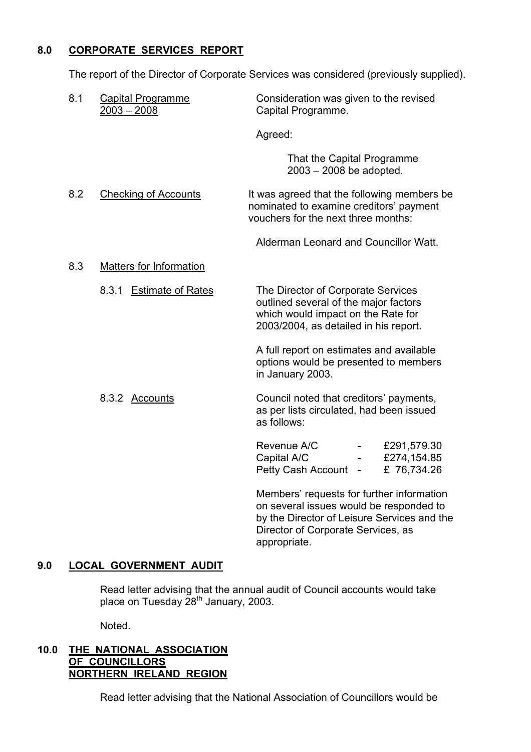## 8.0 CORPORATE SERVICES REPORT

The report of the Director of Corporate Services was considered (previously supplied).

8.1 Capital Programme 2003 – 2008

Consideration was given to the revised Capital Programme.

Agreed:

That the Capital Programme 2003 – 2008 be adopted.

8.2 Checking of Accounts

It was agreed that the following members be nominated to examine creditors' payment vouchers for the next three months:

Alderman Leonard and Councillor Watt.

8.3 Matters for Information

8.3.1 Estimate of Rates

The Director of Corporate Services outlined several of the major factors which would impact on the Rate for 2003/2004, as detailed in his report.

A full report on estimates and available options would be presented to members in January 2003.

8.3.2 Accounts

Council noted that creditors' payments, as per lists circulated, had been issued as follows:

| | | |
|---|---|---|
| Revenue A/C | - | £291,579.30 |
| Capital A/C | - | £274,154.85 |
| Petty Cash Account | - | £ 76,734.26 |

Members' requests for further information on several issues would be responded to by the Director of Leisure Services and the Director of Corporate Services, as appropriate.

## 9.0 LOCAL GOVERNMENT AUDIT

Read letter advising that the annual audit of Council accounts would take place on Tuesday 28th January, 2003.

Noted.

## 10.0 THE NATIONAL ASSOCIATION OF COUNCILLORS NORTHERN IRELAND REGION

Read letter advising that the National Association of Councillors would be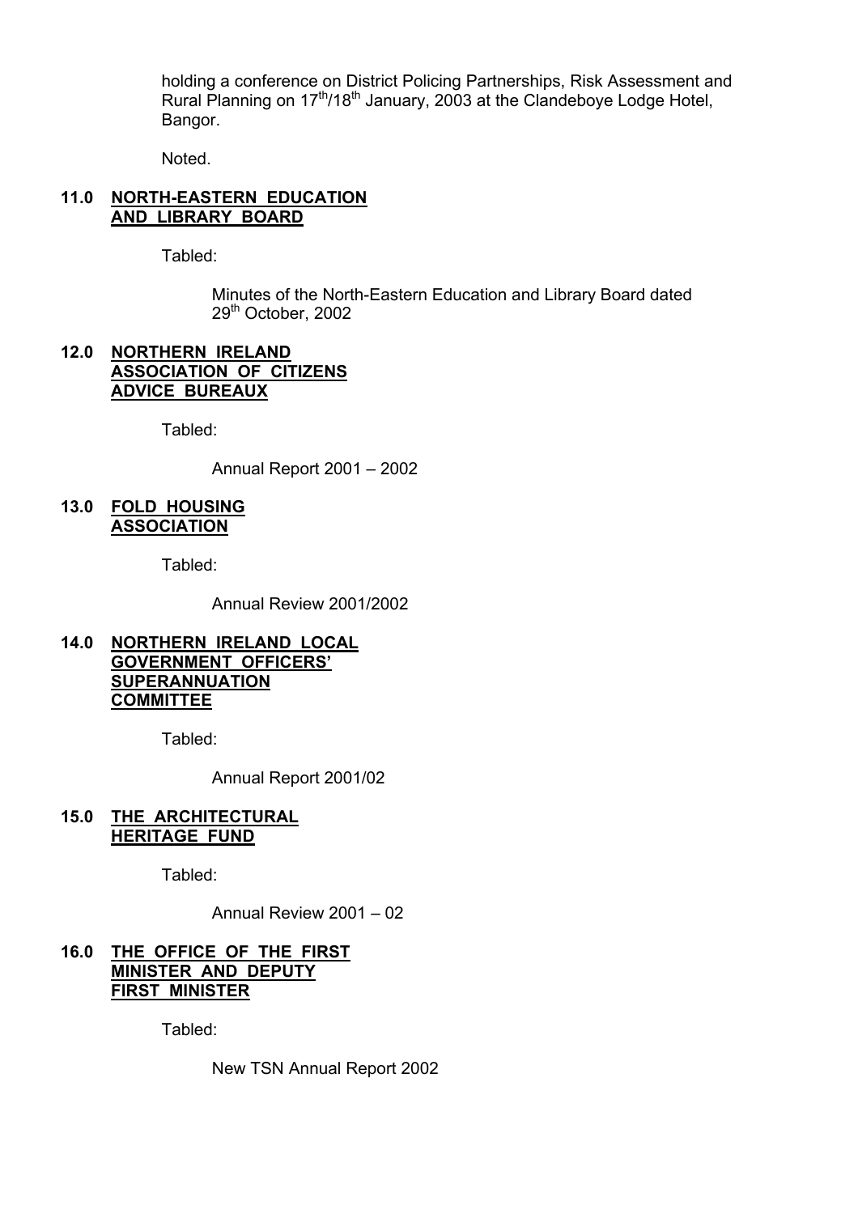holding a conference on District Policing Partnerships, Risk Assessment and Rural Planning on 17th/18th January, 2003 at the Clandeboye Lodge Hotel, Bangor.

Noted.

**11.0 <u>NORTH-EASTERN EDUCATION AND LIBRARY BOARD</u>**

Tabled:

Minutes of the North-Eastern Education and Library Board dated 29th October, 2002

**12.0 <u>NORTHERN IRELAND ASSOCIATION OF CITIZENS ADVICE BUREAUX</u>**

Tabled:

Annual Report 2001 – 2002

**13.0 <u>FOLD HOUSING ASSOCIATION</u>**

Tabled:

Annual Review 2001/2002

**14.0 <u>NORTHERN IRELAND LOCAL GOVERNMENT OFFICERS' SUPERANNUATION COMMITTEE</u>**

Tabled:

Annual Report 2001/02

**15.0 <u>THE ARCHITECTURAL HERITAGE FUND</u>**

Tabled:

Annual Review 2001 – 02

**16.0 <u>THE OFFICE OF THE FIRST MINISTER AND DEPUTY FIRST MINISTER</u>**

Tabled:

New TSN Annual Report 2002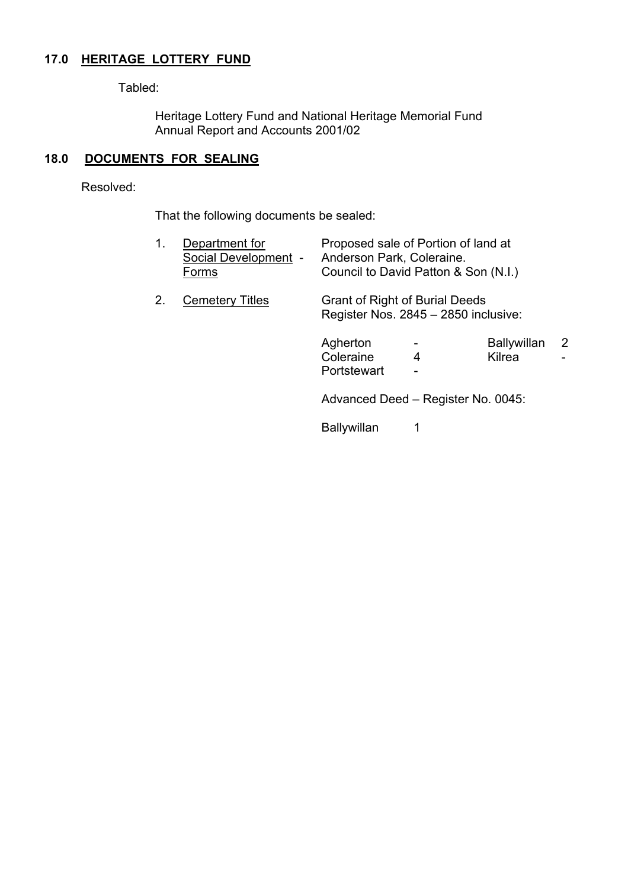## 17.0 HERITAGE LOTTERY FUND

Tabled:

Heritage Lottery Fund and National Heritage Memorial Fund Annual Report and Accounts 2001/02

## 18.0 DOCUMENTS FOR SEALING

Resolved:

That the following documents be sealed:

1. Department for Social Development - Forms — Proposed sale of Portion of land at Anderson Park, Coleraine. Council to David Patton & Son (N.I.)

2. Cemetery Titles — Grant of Right of Burial Deeds Register Nos. 2845 – 2850 inclusive:

| | | | |
|---|---|---|---|
| Agherton | - | Ballywillan | 2 |
| Coleraine | 4 | Kilrea | - |
| Portstewart | - | | |

Advanced Deed – Register No. 0045:

| | |
|---|---|
| Ballywillan | 1 |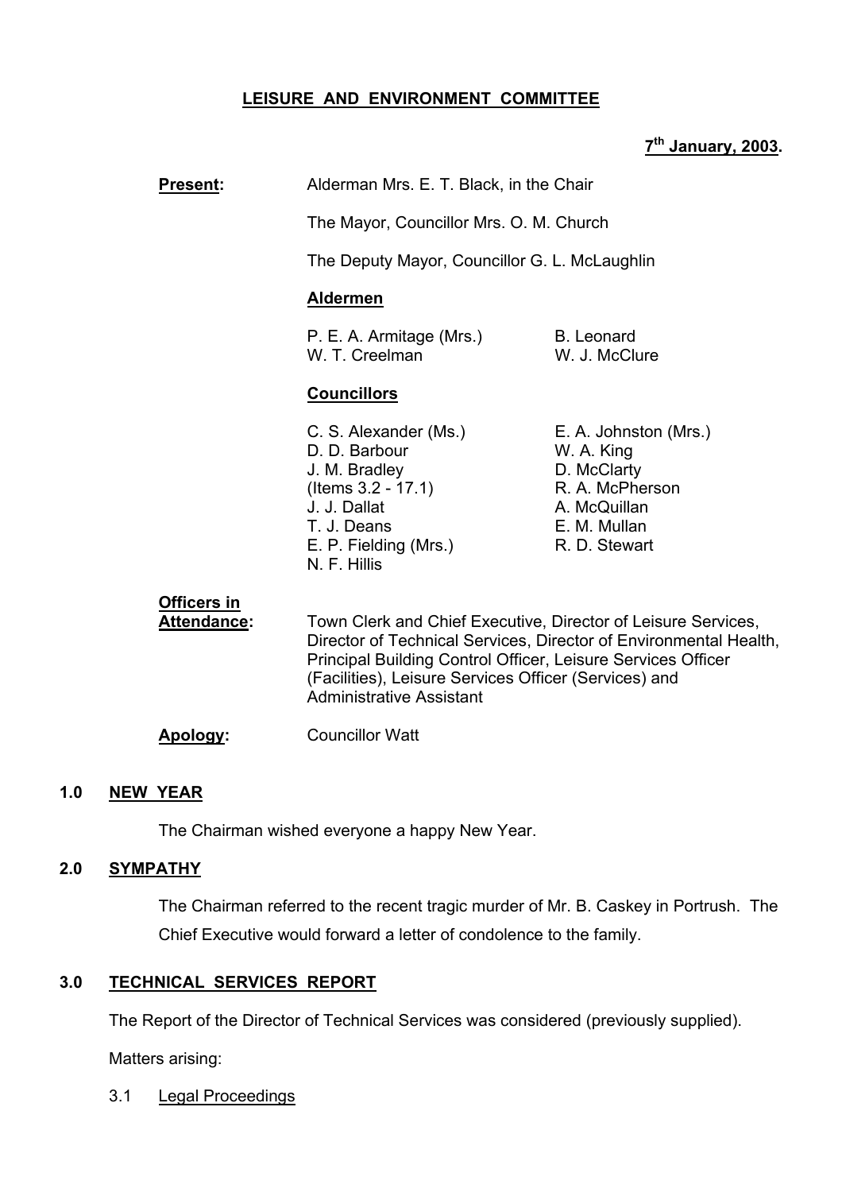# LEISURE AND ENVIRONMENT COMMITTEE

**7th January, 2003.**

**Present:** Alderman Mrs. E. T. Black, in the Chair

The Mayor, Councillor Mrs. O. M. Church

The Deputy Mayor, Councillor G. L. McLaughlin

**Aldermen**

P. E. A. Armitage (Mrs.)
W. T. Creelman
B. Leonard
W. J. McClure

**Councillors**

C. S. Alexander (Ms.)
D. D. Barbour
J. M. Bradley (Items 3.2 - 17.1)
J. J. Dallat
T. J. Deans
E. P. Fielding (Mrs.)
N. F. Hillis
E. A. Johnston (Mrs.)
W. A. King
D. McClarty
R. A. McPherson
A. McQuillan
E. M. Mullan
R. D. Stewart

**Officers in Attendance:** Town Clerk and Chief Executive, Director of Leisure Services, Director of Technical Services, Director of Environmental Health, Principal Building Control Officer, Leisure Services Officer (Facilities), Leisure Services Officer (Services) and Administrative Assistant

**Apology:** Councillor Watt

## 1.0 NEW YEAR

The Chairman wished everyone a happy New Year.

## 2.0 SYMPATHY

The Chairman referred to the recent tragic murder of Mr. B. Caskey in Portrush. The Chief Executive would forward a letter of condolence to the family.

## 3.0 TECHNICAL SERVICES REPORT

The Report of the Director of Technical Services was considered (previously supplied).

Matters arising:

3.1 Legal Proceedings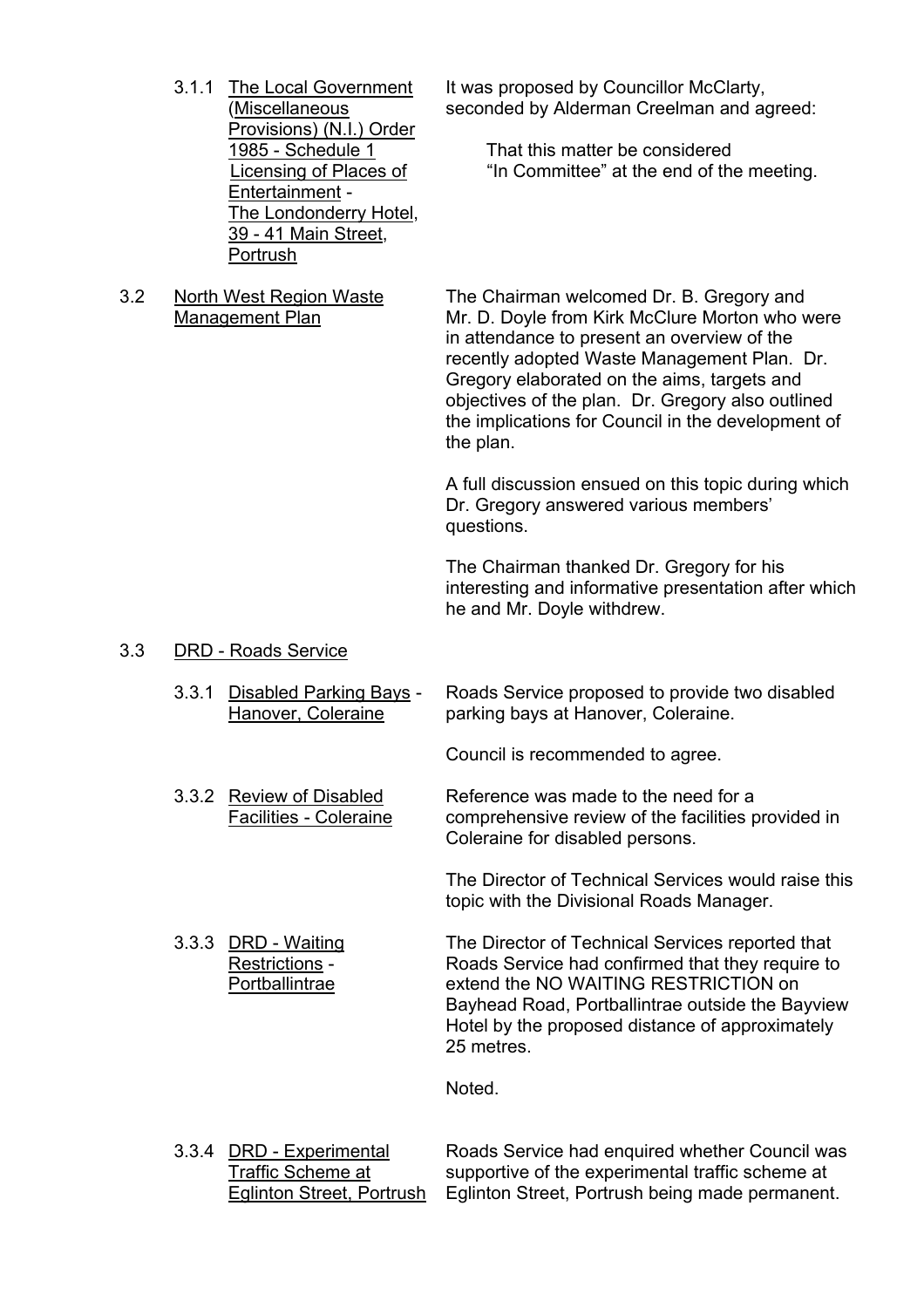3.1.1 The Local Government (Miscellaneous Provisions) (N.I.) Order 1985 - Schedule 1 Licensing of Places of Entertainment - The Londonderry Hotel, 39 - 41 Main Street, Portrush

It was proposed by Councillor McClarty, seconded by Alderman Creelman and agreed:

That this matter be considered "In Committee" at the end of the meeting.

3.2 North West Region Waste Management Plan

The Chairman welcomed Dr. B. Gregory and Mr. D. Doyle from Kirk McClure Morton who were in attendance to present an overview of the recently adopted Waste Management Plan. Dr. Gregory elaborated on the aims, targets and objectives of the plan. Dr. Gregory also outlined the implications for Council in the development of the plan.

A full discussion ensued on this topic during which Dr. Gregory answered various members' questions.

The Chairman thanked Dr. Gregory for his interesting and informative presentation after which he and Mr. Doyle withdrew.

3.3 DRD - Roads Service

3.3.1 Disabled Parking Bays - Hanover, Coleraine

Roads Service proposed to provide two disabled parking bays at Hanover, Coleraine.

Council is recommended to agree.

3.3.2 Review of Disabled Facilities - Coleraine

Reference was made to the need for a comprehensive review of the facilities provided in Coleraine for disabled persons.

The Director of Technical Services would raise this topic with the Divisional Roads Manager.

3.3.3 DRD - Waiting Restrictions - Portballintrae

The Director of Technical Services reported that Roads Service had confirmed that they require to extend the NO WAITING RESTRICTION on Bayhead Road, Portballintrae outside the Bayview Hotel by the proposed distance of approximately 25 metres.

Noted.

3.3.4 DRD - Experimental Traffic Scheme at Eglinton Street, Portrush

Roads Service had enquired whether Council was supportive of the experimental traffic scheme at Eglinton Street, Portrush being made permanent.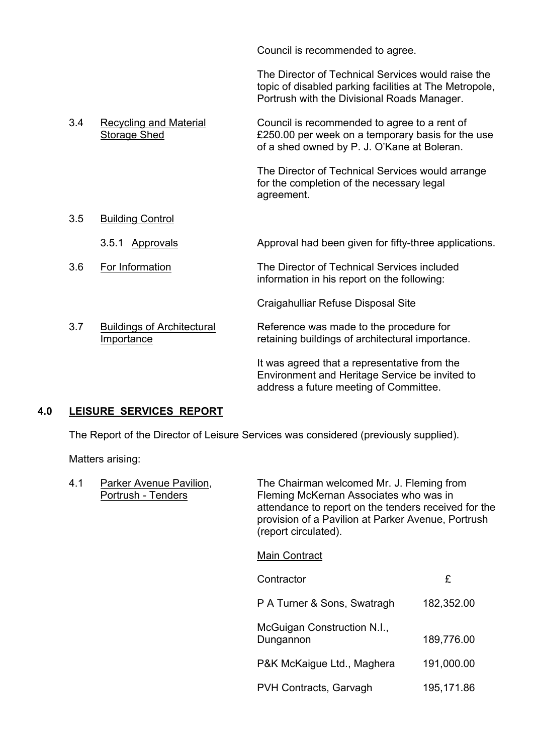Council is recommended to agree.

The Director of Technical Services would raise the topic of disabled parking facilities at The Metropole, Portrush with the Divisional Roads Manager.

3.4 Recycling and Material Storage Shed

Council is recommended to agree to a rent of £250.00 per week on a temporary basis for the use of a shed owned by P. J. O'Kane at Boleran.

The Director of Technical Services would arrange for the completion of the necessary legal agreement.

3.5 Building Control

3.5.1 Approvals

Approval had been given for fifty-three applications.

3.6 For Information

The Director of Technical Services included information in his report on the following:

Craigahulliar Refuse Disposal Site

3.7 Buildings of Architectural Importance

Reference was made to the procedure for retaining buildings of architectural importance.

It was agreed that a representative from the Environment and Heritage Service be invited to address a future meeting of Committee.

## 4.0 LEISURE SERVICES REPORT

The Report of the Director of Leisure Services was considered (previously supplied).

Matters arising:

4.1 Parker Avenue Pavilion, Portrush - Tenders

The Chairman welcomed Mr. J. Fleming from Fleming McKernan Associates who was in attendance to report on the tenders received for the provision of a Pavilion at Parker Avenue, Portrush (report circulated).

Main Contract

| Contractor | £ |
|---|---|
| P A Turner & Sons, Swatragh | 182,352.00 |
| McGuigan Construction N.I., Dungannon | 189,776.00 |
| P&K McKaigue Ltd., Maghera | 191,000.00 |
| PVH Contracts, Garvagh | 195,171.86 |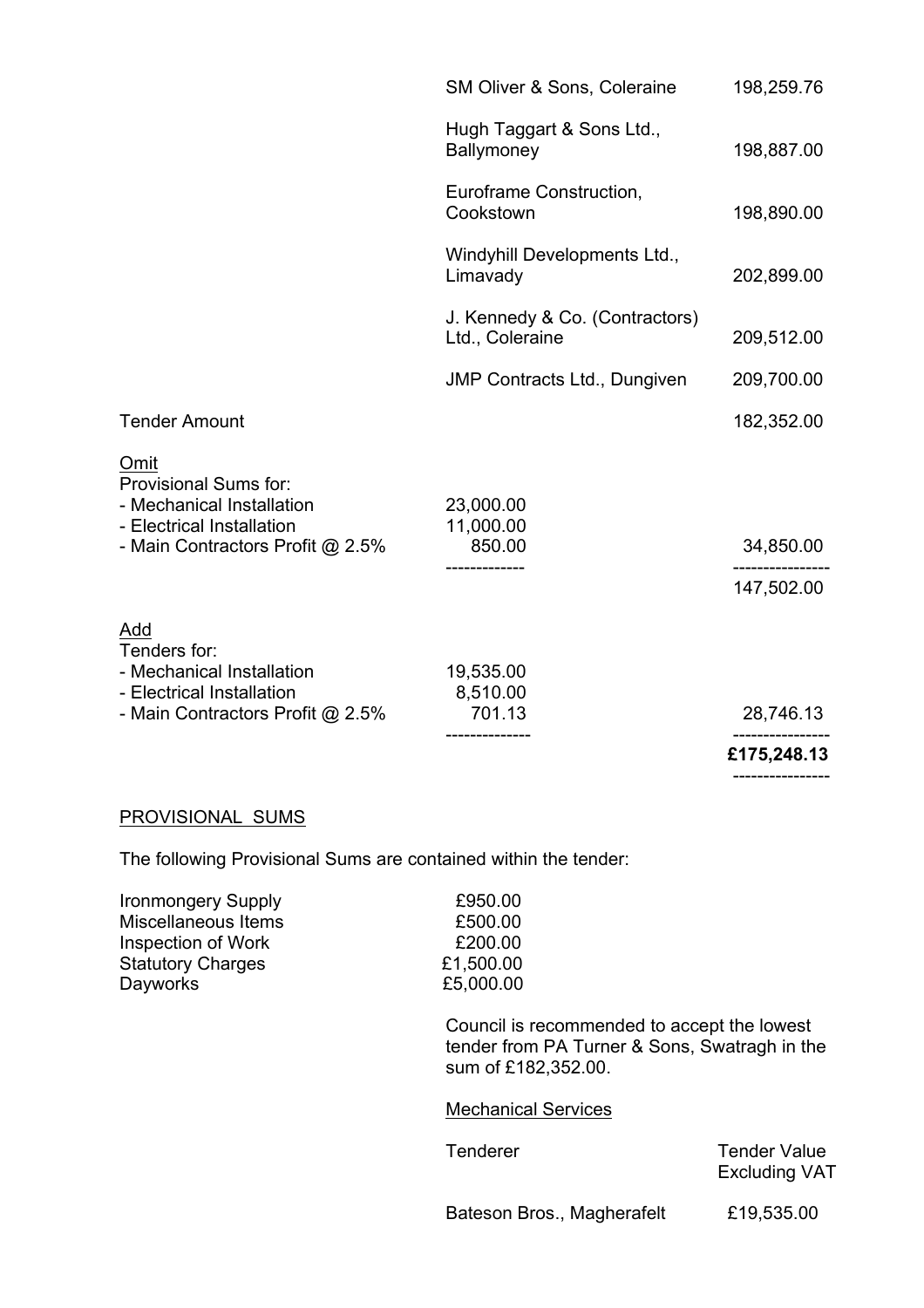| | |
|---|---|
| SM Oliver & Sons, Coleraine | 198,259.76 |
| Hugh Taggart & Sons Ltd., Ballymoney | 198,887.00 |
| Euroframe Construction, Cookstown | 198,890.00 |
| Windyhill Developments Ltd., Limavady | 202,899.00 |
| J. Kennedy & Co. (Contractors) Ltd., Coleraine | 209,512.00 |
| JMP Contracts Ltd., Dungiven | 209,700.00 |

| | | |
|---|---|---|
| Tender Amount | | 182,352.00 |
| Omit | | |
| Provisional Sums for: | | |
| - Mechanical Installation | 23,000.00 | |
| - Electrical Installation | 11,000.00 | |
| - Main Contractors Profit @ 2.5% | 850.00 | 34,850.00 |
| | | 147,502.00 |
| Add | | |
| Tenders for: | | |
| - Mechanical Installation | 19,535.00 | |
| - Electrical Installation | 8,510.00 | |
| - Main Contractors Profit @ 2.5% | 701.13 | 28,746.13 |
| | | **£175,248.13** |

PROVISIONAL SUMS

The following Provisional Sums are contained within the tender:

| | |
|---|---|
| Ironmongery Supply | £950.00 |
| Miscellaneous Items | £500.00 |
| Inspection of Work | £200.00 |
| Statutory Charges | £1,500.00 |
| Dayworks | £5,000.00 |

Council is recommended to accept the lowest tender from PA Turner & Sons, Swatragh in the sum of £182,352.00.

Mechanical Services

| Tenderer | Tender Value Excluding VAT |
|---|---|
| Bateson Bros., Magherafelt | £19,535.00 |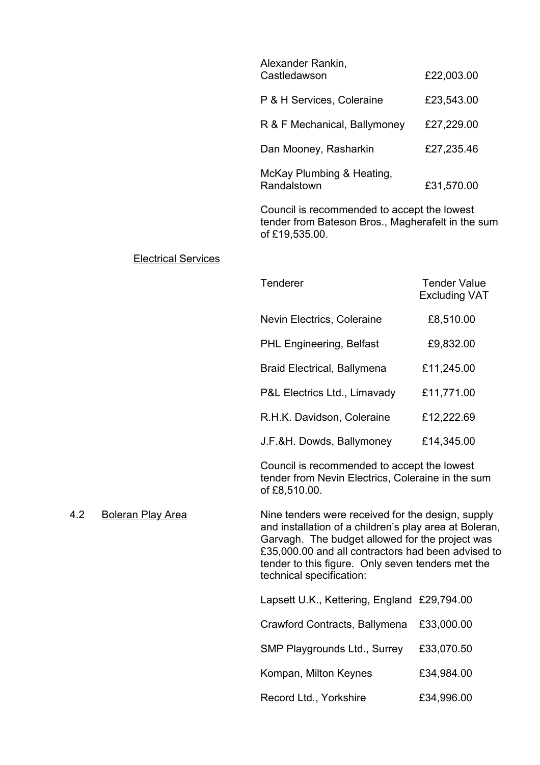| | |
|---|---|
| Alexander Rankin, Castledawson | £22,003.00 |
| P & H Services, Coleraine | £23,543.00 |
| R & F Mechanical, Ballymoney | £27,229.00 |
| Dan Mooney, Rasharkin | £27,235.46 |
| McKay Plumbing & Heating, Randalstown | £31,570.00 |

Council is recommended to accept the lowest tender from Bateson Bros., Magherafelt in the sum of £19,535.00.

Electrical Services

| Tenderer | Tender Value Excluding VAT |
|---|---|
| Nevin Electrics, Coleraine | £8,510.00 |
| PHL Engineering, Belfast | £9,832.00 |
| Braid Electrical, Ballymena | £11,245.00 |
| P&L Electrics Ltd., Limavady | £11,771.00 |
| R.H.K. Davidson, Coleraine | £12,222.69 |
| J.F.&H. Dowds, Ballymoney | £14,345.00 |

Council is recommended to accept the lowest tender from Nevin Electrics, Coleraine in the sum of £8,510.00.

4.2 Boleran Play Area

Nine tenders were received for the design, supply and installation of a children's play area at Boleran, Garvagh. The budget allowed for the project was £35,000.00 and all contractors had been advised to tender to this figure. Only seven tenders met the technical specification:

| | |
|---|---|
| Lapsett U.K., Kettering, England | £29,794.00 |
| Crawford Contracts, Ballymena | £33,000.00 |
| SMP Playgrounds Ltd., Surrey | £33,070.50 |
| Kompan, Milton Keynes | £34,984.00 |
| Record Ltd., Yorkshire | £34,996.00 |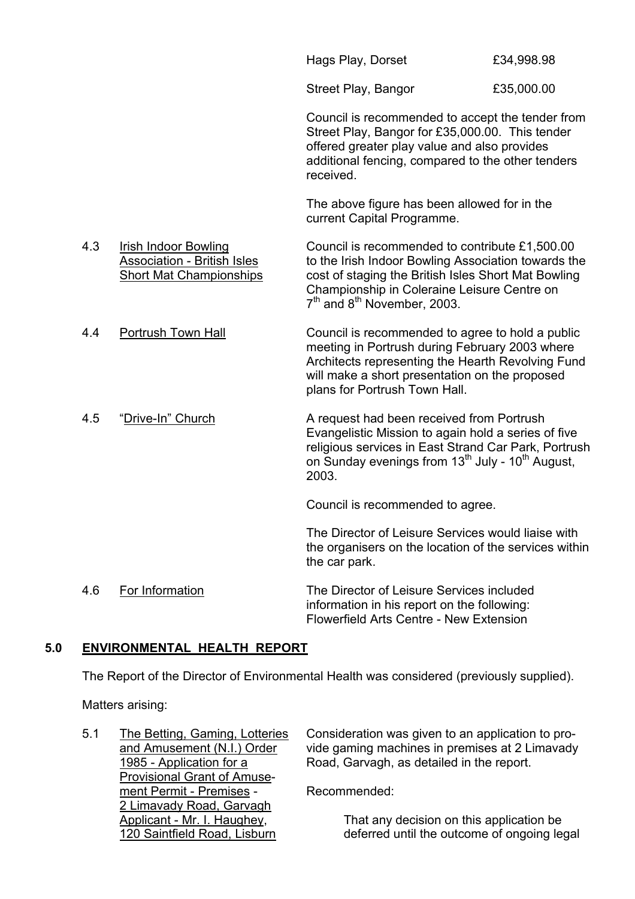| | |
|---|---|
| Hags Play, Dorset | £34,998.98 |
| Street Play, Bangor | £35,000.00 |

Council is recommended to accept the tender from Street Play, Bangor for £35,000.00. This tender offered greater play value and also provides additional fencing, compared to the other tenders received.

The above figure has been allowed for in the current Capital Programme.

4.3 Irish Indoor Bowling Association - British Isles Short Mat Championships

Council is recommended to contribute £1,500.00 to the Irish Indoor Bowling Association towards the cost of staging the British Isles Short Mat Bowling Championship in Coleraine Leisure Centre on 7th and 8th November, 2003.

4.4 Portrush Town Hall

Council is recommended to agree to hold a public meeting in Portrush during February 2003 where Architects representing the Hearth Revolving Fund will make a short presentation on the proposed plans for Portrush Town Hall.

4.5 "Drive-In" Church

A request had been received from Portrush Evangelistic Mission to again hold a series of five religious services in East Strand Car Park, Portrush on Sunday evenings from 13th July - 10th August, 2003.

Council is recommended to agree.

The Director of Leisure Services would liaise with the organisers on the location of the services within the car park.

4.6 For Information

The Director of Leisure Services included information in his report on the following: Flowerfield Arts Centre - New Extension

## 5.0 ENVIRONMENTAL HEALTH REPORT

The Report of the Director of Environmental Health was considered (previously supplied).

Matters arising:

5.1 The Betting, Gaming, Lotteries and Amusement (N.I.) Order 1985 - Application for a Provisional Grant of Amusement Permit - Premises - 2 Limavady Road, Garvagh Applicant - Mr. I. Haughey, 120 Saintfield Road, Lisburn

Consideration was given to an application to provide gaming machines in premises at 2 Limavady Road, Garvagh, as detailed in the report.

Recommended:

> That any decision on this application be deferred until the outcome of ongoing legal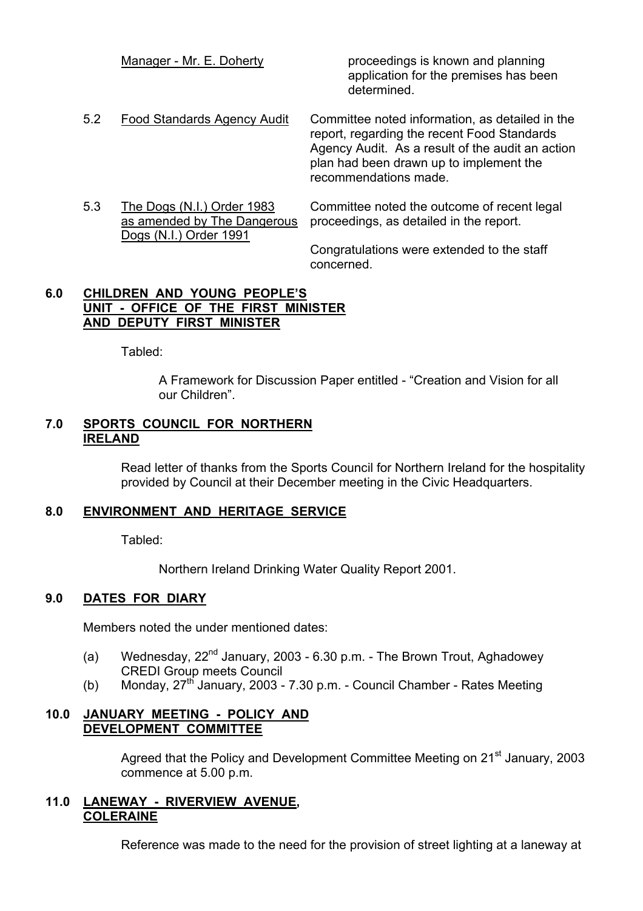| | | |
|---|---|---|
| | Manager - Mr. E. Doherty | proceedings is known and planning application for the premises has been determined. |
| 5.2 | Food Standards Agency Audit | Committee noted information, as detailed in the report, regarding the recent Food Standards Agency Audit. As a result of the audit an action plan had been drawn up to implement the recommendations made. |
| 5.3 | The Dogs (N.I.) Order 1983 as amended by The Dangerous Dogs (N.I.) Order 1991 | Committee noted the outcome of recent legal proceedings, as detailed in the report.<br><br>Congratulations were extended to the staff concerned. |

**6.0 CHILDREN AND YOUNG PEOPLE'S UNIT - OFFICE OF THE FIRST MINISTER AND DEPUTY FIRST MINISTER**

Tabled:

A Framework for Discussion Paper entitled - "Creation and Vision for all our Children".

**7.0 SPORTS COUNCIL FOR NORTHERN IRELAND**

Read letter of thanks from the Sports Council for Northern Ireland for the hospitality provided by Council at their December meeting in the Civic Headquarters.

**8.0 ENVIRONMENT AND HERITAGE SERVICE**

Tabled:

Northern Ireland Drinking Water Quality Report 2001.

**9.0 DATES FOR DIARY**

Members noted the under mentioned dates:

(a) Wednesday, 22nd January, 2003 - 6.30 p.m. - The Brown Trout, Aghadowey CREDI Group meets Council
(b) Monday, 27th January, 2003 - 7.30 p.m. - Council Chamber - Rates Meeting

**10.0 JANUARY MEETING - POLICY AND DEVELOPMENT COMMITTEE**

Agreed that the Policy and Development Committee Meeting on 21st January, 2003 commence at 5.00 p.m.

**11.0 LANEWAY - RIVERVIEW AVENUE, COLERAINE**

Reference was made to the need for the provision of street lighting at a laneway at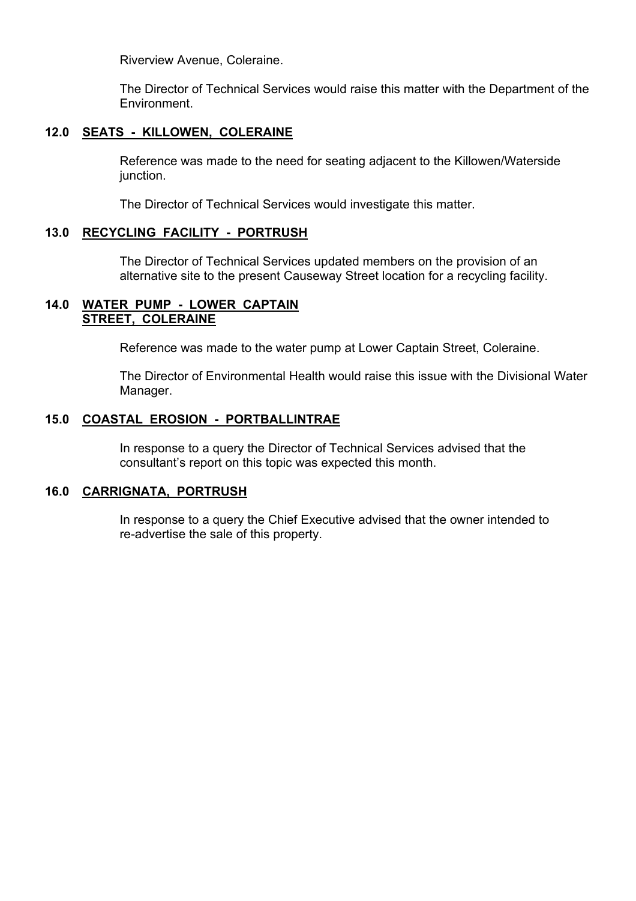Riverview Avenue, Coleraine.

The Director of Technical Services would raise this matter with the Department of the Environment.

### 12.0 SEATS - KILLOWEN, COLERAINE

Reference was made to the need for seating adjacent to the Killowen/Waterside junction.

The Director of Technical Services would investigate this matter.

### 13.0 RECYCLING FACILITY - PORTRUSH

The Director of Technical Services updated members on the provision of an alternative site to the present Causeway Street location for a recycling facility.

### 14.0 WATER PUMP - LOWER CAPTAIN STREET, COLERAINE

Reference was made to the water pump at Lower Captain Street, Coleraine.

The Director of Environmental Health would raise this issue with the Divisional Water Manager.

### 15.0 COASTAL EROSION - PORTBALLINTRAE

In response to a query the Director of Technical Services advised that the consultant's report on this topic was expected this month.

### 16.0 CARRIGNATA, PORTRUSH

In response to a query the Chief Executive advised that the owner intended to re-advertise the sale of this property.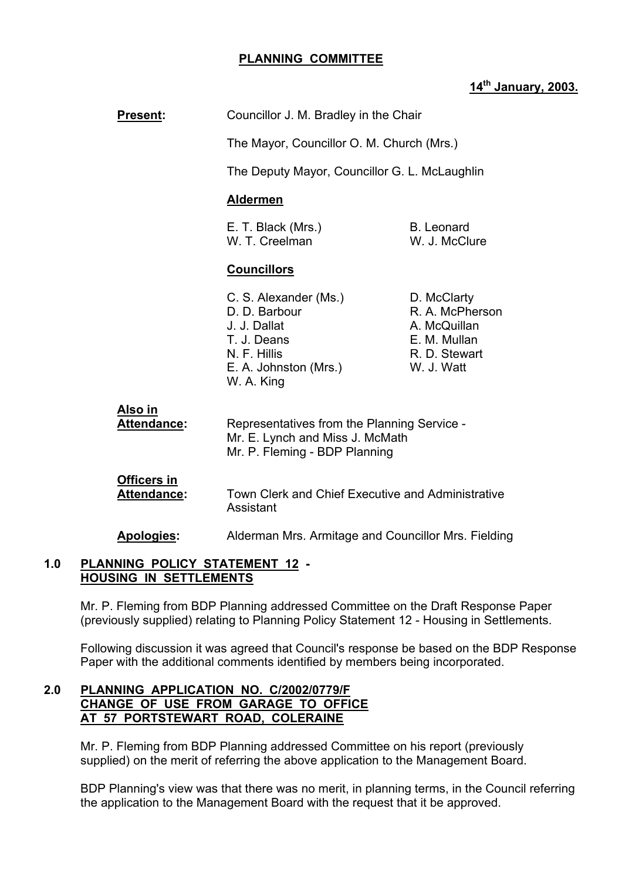# PLANNING COMMITTEE

**14th January, 2003.**

**Present:** Councillor J. M. Bradley in the Chair

The Mayor, Councillor O. M. Church (Mrs.)

The Deputy Mayor, Councillor G. L. McLaughlin

**Aldermen**

| | |
|---|---|
| E. T. Black (Mrs.) | B. Leonard |
| W. T. Creelman | W. J. McClure |

**Councillors**

| | |
|---|---|
| C. S. Alexander (Ms.) | D. McClarty |
| D. D. Barbour | R. A. McPherson |
| J. J. Dallat | A. McQuillan |
| T. J. Deans | E. M. Mullan |
| N. F. Hillis | R. D. Stewart |
| E. A. Johnston (Mrs.) | W. J. Watt |
| W. A. King | |

**Also in Attendance:** Representatives from the Planning Service - Mr. E. Lynch and Miss J. McMath
Mr. P. Fleming - BDP Planning

**Officers in Attendance:** Town Clerk and Chief Executive and Administrative Assistant

**Apologies:** Alderman Mrs. Armitage and Councillor Mrs. Fielding

## 1.0 PLANNING POLICY STATEMENT 12 - HOUSING IN SETTLEMENTS

Mr. P. Fleming from BDP Planning addressed Committee on the Draft Response Paper (previously supplied) relating to Planning Policy Statement 12 - Housing in Settlements.

Following discussion it was agreed that Council's response be based on the BDP Response Paper with the additional comments identified by members being incorporated.

## 2.0 PLANNING APPLICATION NO. C/2002/0779/F CHANGE OF USE FROM GARAGE TO OFFICE AT 57 PORTSTEWART ROAD, COLERAINE

Mr. P. Fleming from BDP Planning addressed Committee on his report (previously supplied) on the merit of referring the above application to the Management Board.

BDP Planning's view was that there was no merit, in planning terms, in the Council referring the application to the Management Board with the request that it be approved.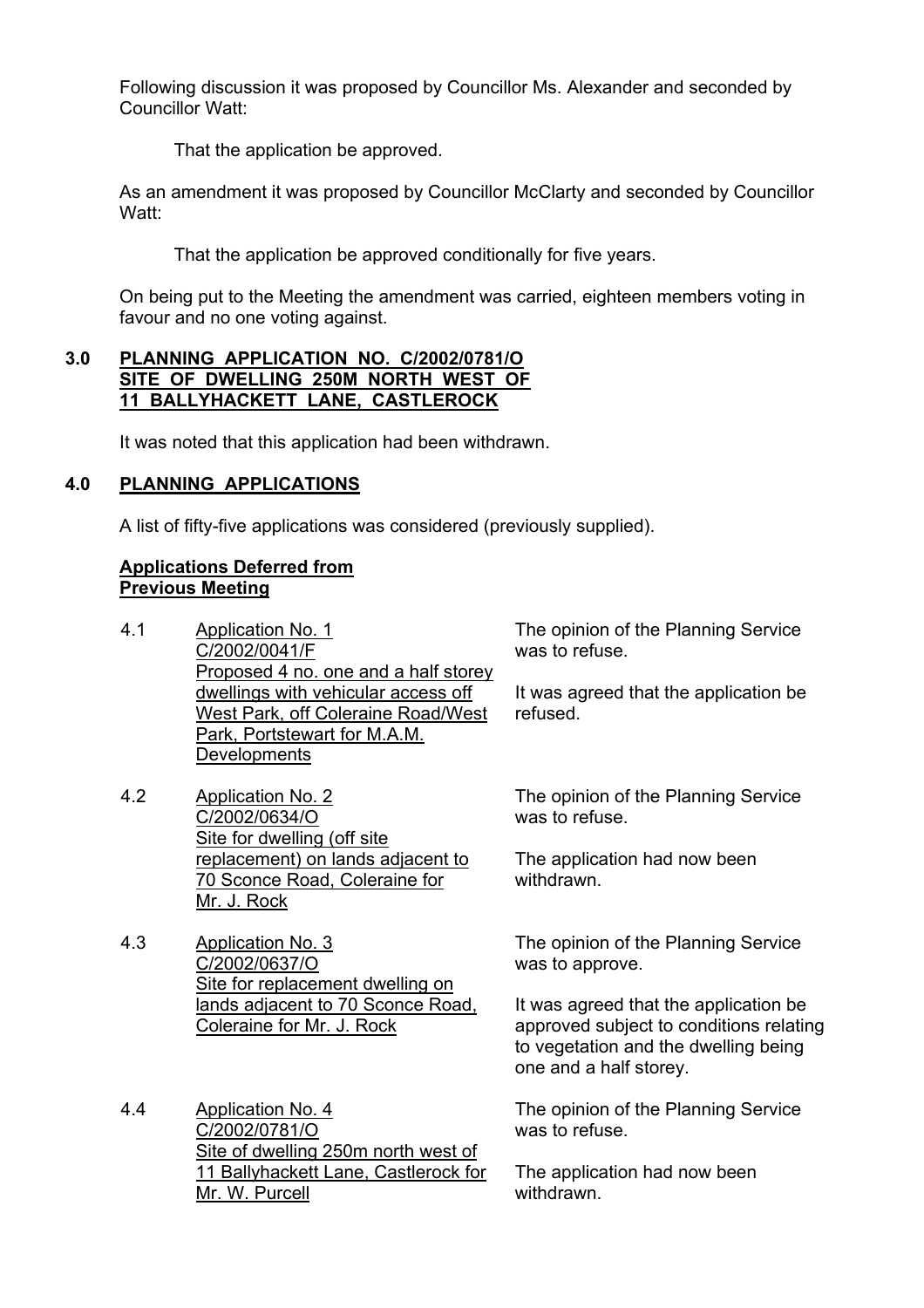Following discussion it was proposed by Councillor Ms. Alexander and seconded by Councillor Watt:

That the application be approved.

As an amendment it was proposed by Councillor McClarty and seconded by Councillor Watt:

That the application be approved conditionally for five years.

On being put to the Meeting the amendment was carried, eighteen members voting in favour and no one voting against.

## 3.0 PLANNING APPLICATION NO. C/2002/0781/O SITE OF DWELLING 250M NORTH WEST OF 11 BALLYHACKETT LANE, CASTLEROCK

It was noted that this application had been withdrawn.

## 4.0 PLANNING APPLICATIONS

A list of fifty-five applications was considered (previously supplied).

**Applications Deferred from Previous Meeting**

4.1 Application No. 1
C/2002/0041/F
Proposed 4 no. one and a half storey dwellings with vehicular access off West Park, off Coleraine Road/West Park, Portstewart for M.A.M. Developments

The opinion of the Planning Service was to refuse.

It was agreed that the application be refused.

4.2 Application No. 2
C/2002/0634/O
Site for dwelling (off site replacement) on lands adjacent to 70 Sconce Road, Coleraine for Mr. J. Rock

The opinion of the Planning Service was to refuse.

The application had now been withdrawn.

4.3 Application No. 3
C/2002/0637/O
Site for replacement dwelling on lands adjacent to 70 Sconce Road, Coleraine for Mr. J. Rock

The opinion of the Planning Service was to approve.

It was agreed that the application be approved subject to conditions relating to vegetation and the dwelling being one and a half storey.

4.4 Application No. 4
C/2002/0781/O
Site of dwelling 250m north west of 11 Ballyhackett Lane, Castlerock for Mr. W. Purcell

The opinion of the Planning Service was to refuse.

The application had now been withdrawn.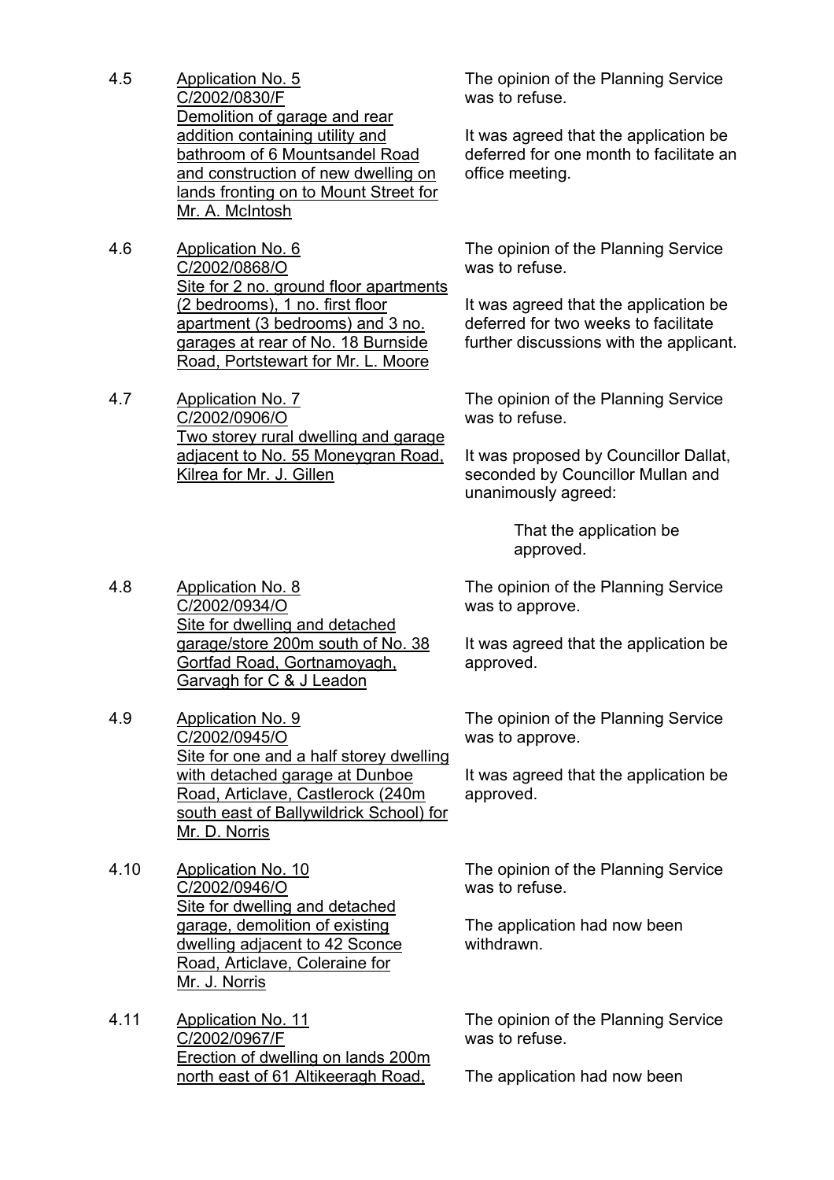4.5 Application No. 5
C/2002/0830/F
Demolition of garage and rear addition containing utility and bathroom of 6 Mountsandel Road and construction of new dwelling on lands fronting on to Mount Street for Mr. A. McIntosh

The opinion of the Planning Service was to refuse.

It was agreed that the application be deferred for one month to facilitate an office meeting.

4.6 Application No. 6
C/2002/0868/O
Site for 2 no. ground floor apartments (2 bedrooms), 1 no. first floor apartment (3 bedrooms) and 3 no. garages at rear of No. 18 Burnside Road, Portstewart for Mr. L. Moore

The opinion of the Planning Service was to refuse.

It was agreed that the application be deferred for two weeks to facilitate further discussions with the applicant.

4.7 Application No. 7
C/2002/0906/O
Two storey rural dwelling and garage adjacent to No. 55 Moneygran Road, Kilrea for Mr. J. Gillen

The opinion of the Planning Service was to refuse.

It was proposed by Councillor Dallat, seconded by Councillor Mullan and unanimously agreed:

> That the application be approved.

4.8 Application No. 8
C/2002/0934/O
Site for dwelling and detached garage/store 200m south of No. 38 Gortfad Road, Gortnamoyagh, Garvagh for C & J Leadon

The opinion of the Planning Service was to approve.

It was agreed that the application be approved.

4.9 Application No. 9
C/2002/0945/O
Site for one and a half storey dwelling with detached garage at Dunboe Road, Articlave, Castlerock (240m south east of Ballywildrick School) for Mr. D. Norris

The opinion of the Planning Service was to approve.

It was agreed that the application be approved.

4.10 Application No. 10
C/2002/0946/O
Site for dwelling and detached garage, demolition of existing dwelling adjacent to 42 Sconce Road, Articlave, Coleraine for Mr. J. Norris

The opinion of the Planning Service was to refuse.

The application had now been withdrawn.

4.11 Application No. 11
C/2002/0967/F
Erection of dwelling on lands 200m north east of 61 Altikeeragh Road,

The opinion of the Planning Service was to refuse.

The application had now been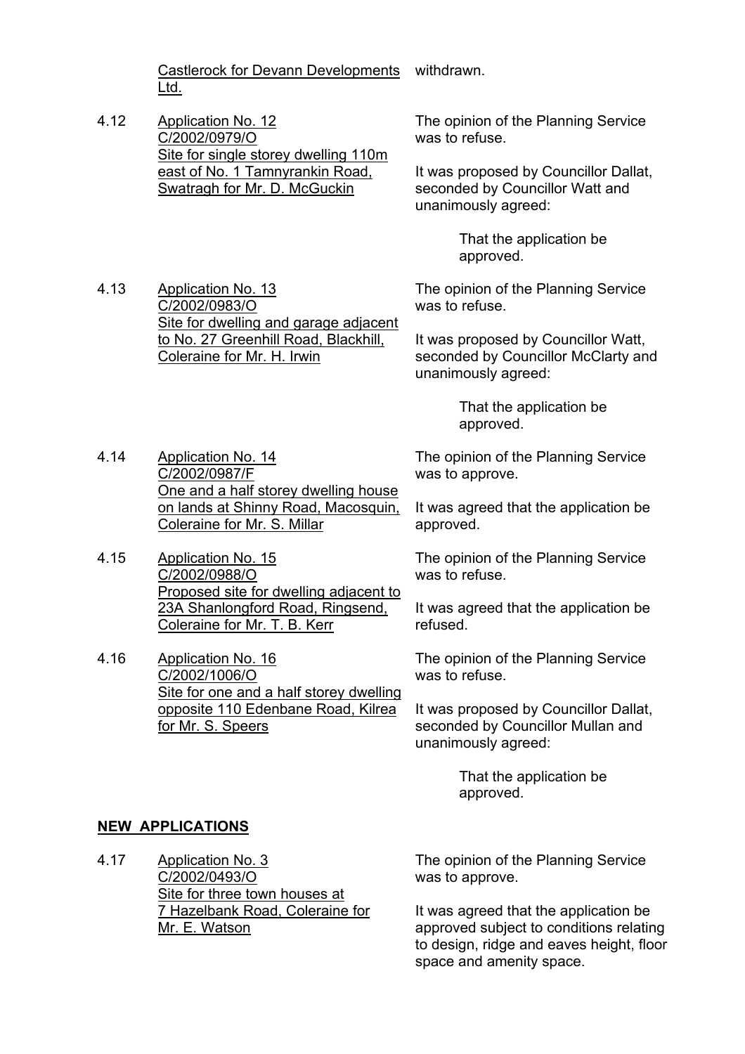Castlerock for Devann Developments Ltd. — withdrawn.

4.12 Application No. 12
C/2002/0979/O
Site for single storey dwelling 110m east of No. 1 Tamnyrankin Road, Swatragh for Mr. D. McGuckin

The opinion of the Planning Service was to refuse.

It was proposed by Councillor Dallat, seconded by Councillor Watt and unanimously agreed:

> That the application be approved.

4.13 Application No. 13
C/2002/0983/O
Site for dwelling and garage adjacent to No. 27 Greenhill Road, Blackhill, Coleraine for Mr. H. Irwin

The opinion of the Planning Service was to refuse.

It was proposed by Councillor Watt, seconded by Councillor McClarty and unanimously agreed:

> That the application be approved.

4.14 Application No. 14
C/2002/0987/F
One and a half storey dwelling house on lands at Shinny Road, Macosquin, Coleraine for Mr. S. Millar

The opinion of the Planning Service was to approve.

It was agreed that the application be approved.

4.15 Application No. 15
C/2002/0988/O
Proposed site for dwelling adjacent to 23A Shanlongford Road, Ringsend, Coleraine for Mr. T. B. Kerr

The opinion of the Planning Service was to refuse.

It was agreed that the application be refused.

4.16 Application No. 16
C/2002/1006/O
Site for one and a half storey dwelling opposite 110 Edenbane Road, Kilrea for Mr. S. Speers

The opinion of the Planning Service was to refuse.

It was proposed by Councillor Dallat, seconded by Councillor Mullan and unanimously agreed:

> That the application be approved.

## NEW APPLICATIONS

4.17 Application No. 3
C/2002/0493/O
Site for three town houses at 7 Hazelbank Road, Coleraine for Mr. E. Watson

The opinion of the Planning Service was to approve.

It was agreed that the application be approved subject to conditions relating to design, ridge and eaves height, floor space and amenity space.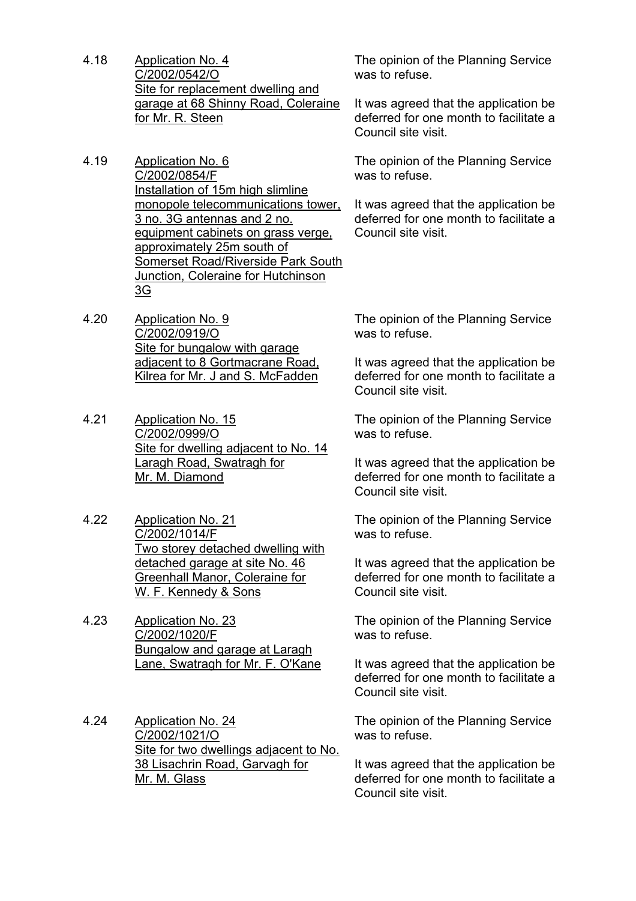4.18 <u>Application No. 4</u>
<u>C/2002/0542/O</u>
<u>Site for replacement dwelling and garage at 68 Shinny Road, Coleraine for Mr. R. Steen</u>

The opinion of the Planning Service was to refuse.

It was agreed that the application be deferred for one month to facilitate a Council site visit.

4.19 <u>Application No. 6</u>
<u>C/2002/0854/F</u>
<u>Installation of 15m high slimline monopole telecommunications tower, 3 no. 3G antennas and 2 no. equipment cabinets on grass verge, approximately 25m south of Somerset Road/Riverside Park South Junction, Coleraine for Hutchinson 3G</u>

The opinion of the Planning Service was to refuse.

It was agreed that the application be deferred for one month to facilitate a Council site visit.

4.20 <u>Application No. 9</u>
<u>C/2002/0919/O</u>
<u>Site for bungalow with garage adjacent to 8 Gortmacrane Road, Kilrea for Mr. J and S. McFadden</u>

The opinion of the Planning Service was to refuse.

It was agreed that the application be deferred for one month to facilitate a Council site visit.

4.21 <u>Application No. 15</u>
<u>C/2002/0999/O</u>
<u>Site for dwelling adjacent to No. 14 Laragh Road, Swatragh for Mr. M. Diamond</u>

The opinion of the Planning Service was to refuse.

It was agreed that the application be deferred for one month to facilitate a Council site visit.

4.22 <u>Application No. 21</u>
<u>C/2002/1014/F</u>
<u>Two storey detached dwelling with detached garage at site No. 46 Greenhall Manor, Coleraine for W. F. Kennedy & Sons</u>

The opinion of the Planning Service was to refuse.

It was agreed that the application be deferred for one month to facilitate a Council site visit.

4.23 <u>Application No. 23</u>
<u>C/2002/1020/F</u>
<u>Bungalow and garage at Laragh Lane, Swatragh for Mr. F. O'Kane</u>

The opinion of the Planning Service was to refuse.

It was agreed that the application be deferred for one month to facilitate a Council site visit.

4.24 <u>Application No. 24</u>
<u>C/2002/1021/O</u>
<u>Site for two dwellings adjacent to No. 38 Lisachrin Road, Garvagh for Mr. M. Glass</u>

The opinion of the Planning Service was to refuse.

It was agreed that the application be deferred for one month to facilitate a Council site visit.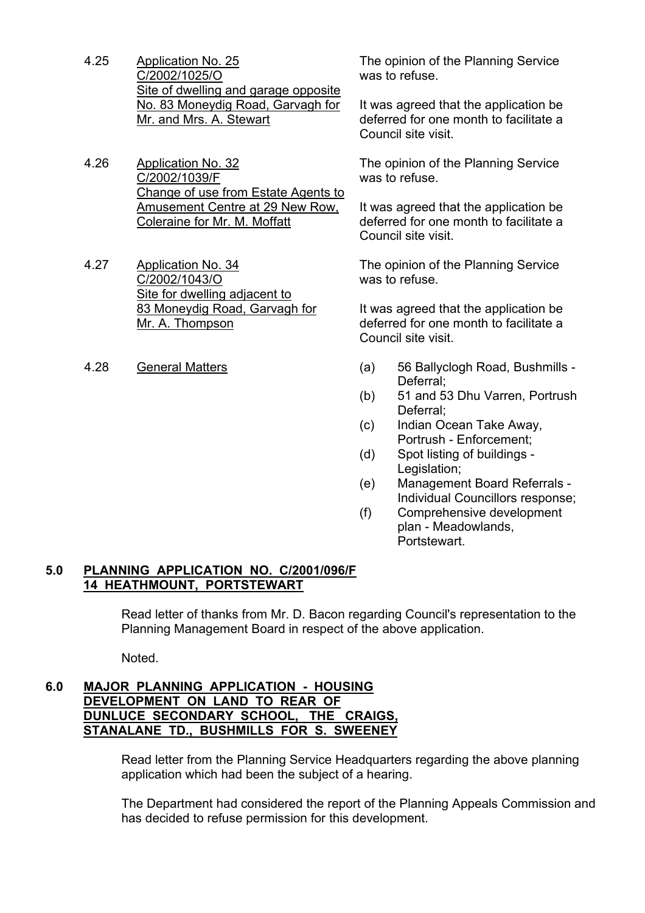4.25 Application No. 25 C/2002/1025/O Site of dwelling and garage opposite No. 83 Moneydig Road, Garvagh for Mr. and Mrs. A. Stewart

The opinion of the Planning Service was to refuse.

It was agreed that the application be deferred for one month to facilitate a Council site visit.

4.26 Application No. 32 C/2002/1039/F Change of use from Estate Agents to Amusement Centre at 29 New Row, Coleraine for Mr. M. Moffatt

The opinion of the Planning Service was to refuse.

It was agreed that the application be deferred for one month to facilitate a Council site visit.

4.27 Application No. 34 C/2002/1043/O Site for dwelling adjacent to 83 Moneydig Road, Garvagh for Mr. A. Thompson

The opinion of the Planning Service was to refuse.

It was agreed that the application be deferred for one month to facilitate a Council site visit.

4.28 General Matters

(a) 56 Ballyclogh Road, Bushmills - Deferral;
(b) 51 and 53 Dhu Varren, Portrush Deferral;
(c) Indian Ocean Take Away, Portrush - Enforcement;
(d) Spot listing of buildings - Legislation;
(e) Management Board Referrals - Individual Councillors response;
(f) Comprehensive development plan - Meadowlands, Portstewart.

## 5.0 PLANNING APPLICATION NO. C/2001/096/F 14 HEATHMOUNT, PORTSTEWART

Read letter of thanks from Mr. D. Bacon regarding Council's representation to the Planning Management Board in respect of the above application.

Noted.

## 6.0 MAJOR PLANNING APPLICATION - HOUSING DEVELOPMENT ON LAND TO REAR OF DUNLUCE SECONDARY SCHOOL, THE CRAIGS, STANALANE TD., BUSHMILLS FOR S. SWEENEY

Read letter from the Planning Service Headquarters regarding the above planning application which had been the subject of a hearing.

The Department had considered the report of the Planning Appeals Commission and has decided to refuse permission for this development.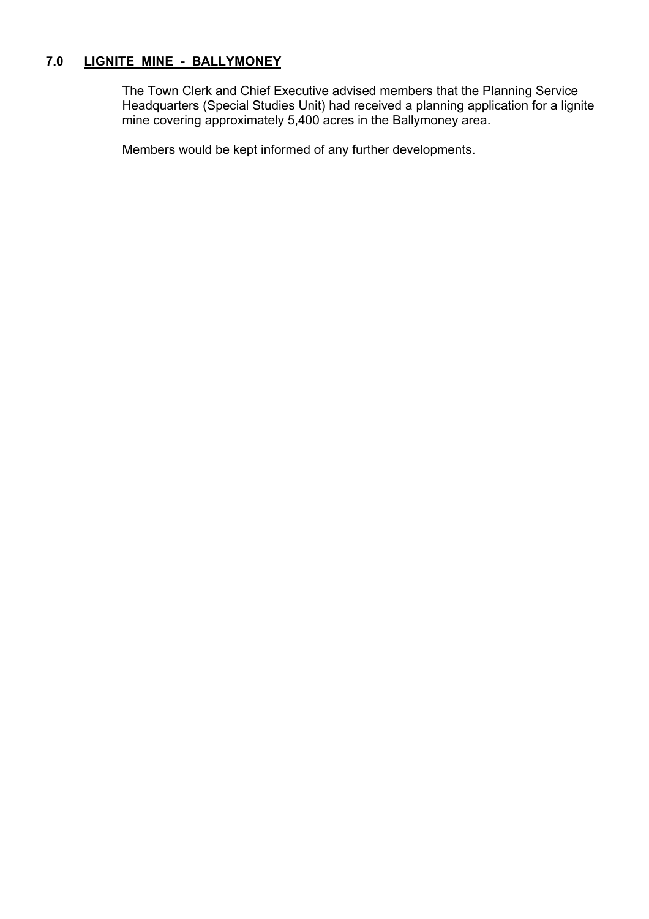## 7.0 LIGNITE MINE - BALLYMONEY

The Town Clerk and Chief Executive advised members that the Planning Service Headquarters (Special Studies Unit) had received a planning application for a lignite mine covering approximately 5,400 acres in the Ballymoney area.

Members would be kept informed of any further developments.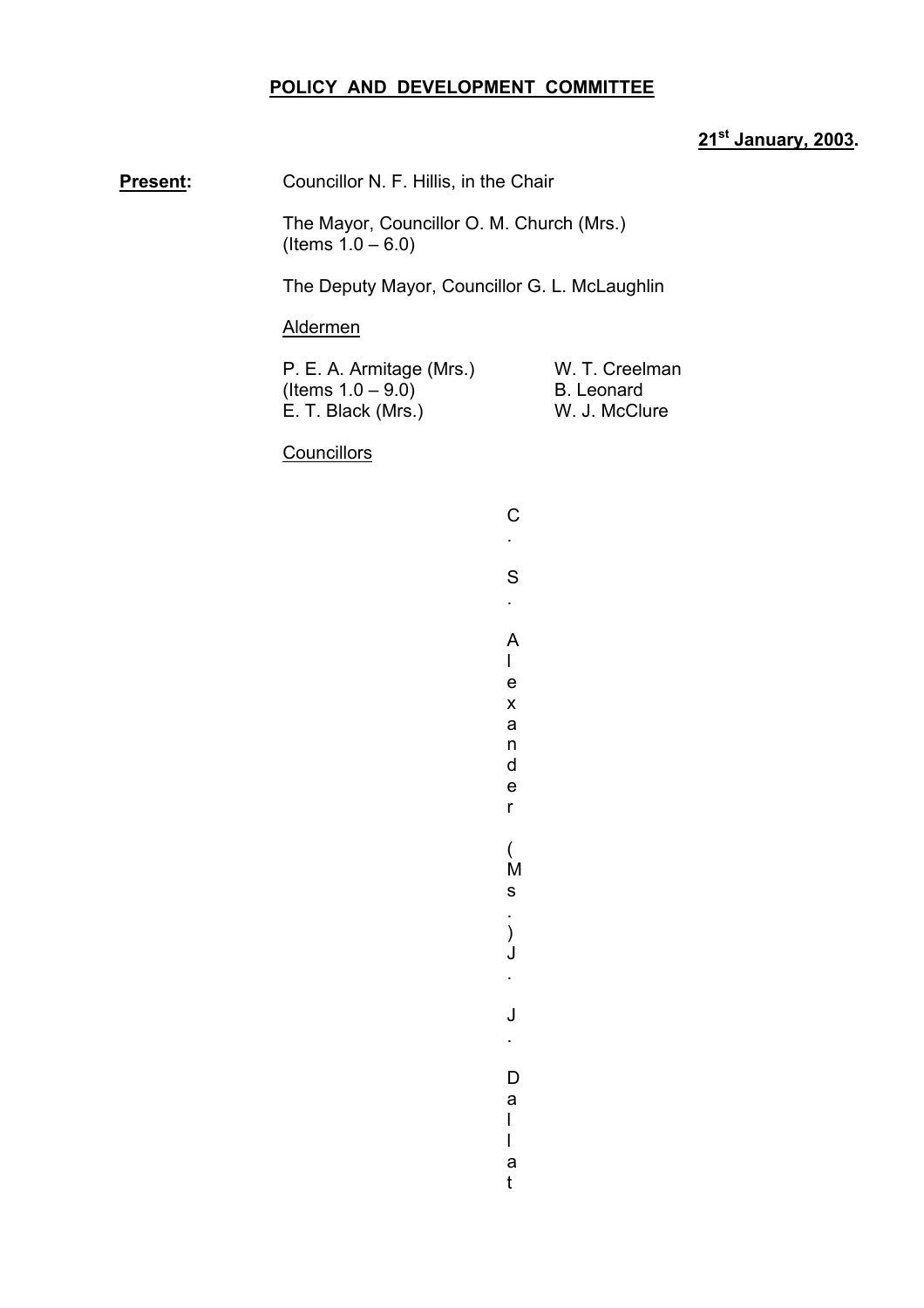**POLICY AND DEVELOPMENT COMMITTEE**

**21st January, 2003.**

**Present:** Councillor N. F. Hillis, in the Chair

The Mayor, Councillor O. M. Church (Mrs.) (Items 1.0 – 6.0)

The Deputy Mayor, Councillor G. L. McLaughlin

Aldermen

P. E. A. Armitage (Mrs.) (Items 1.0 – 9.0)
E. T. Black (Mrs.)
W. T. Creelman
B. Leonard
W. J. McClure

Councillors

C. S. Alexander (Ms.) J. J. Dallat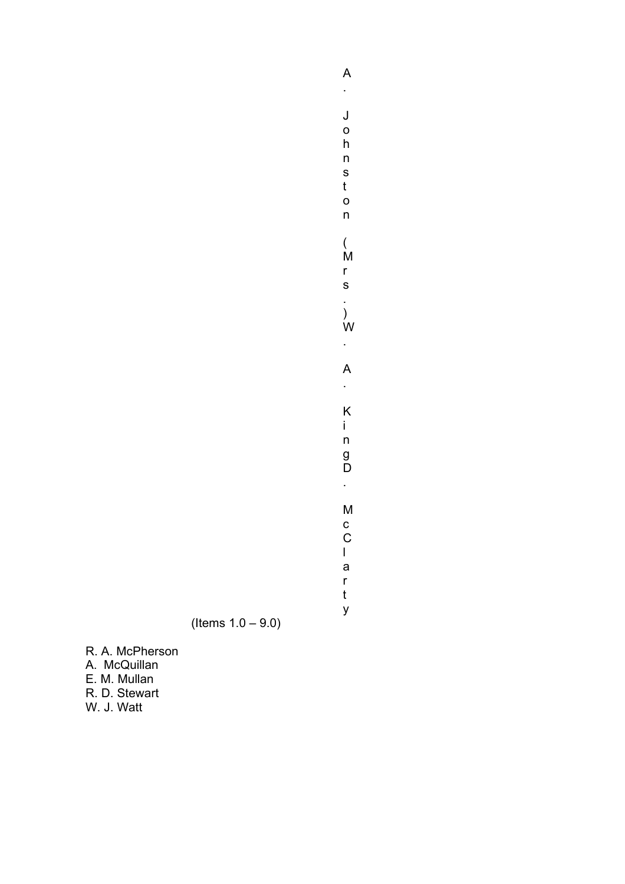A. Johnston (Mrs.) W. A. King D. McClarty

(Items 1.0 – 9.0)

R. A. McPherson
A. McQuillan
E. M. Mullan
R. D. Stewart
W. J. Watt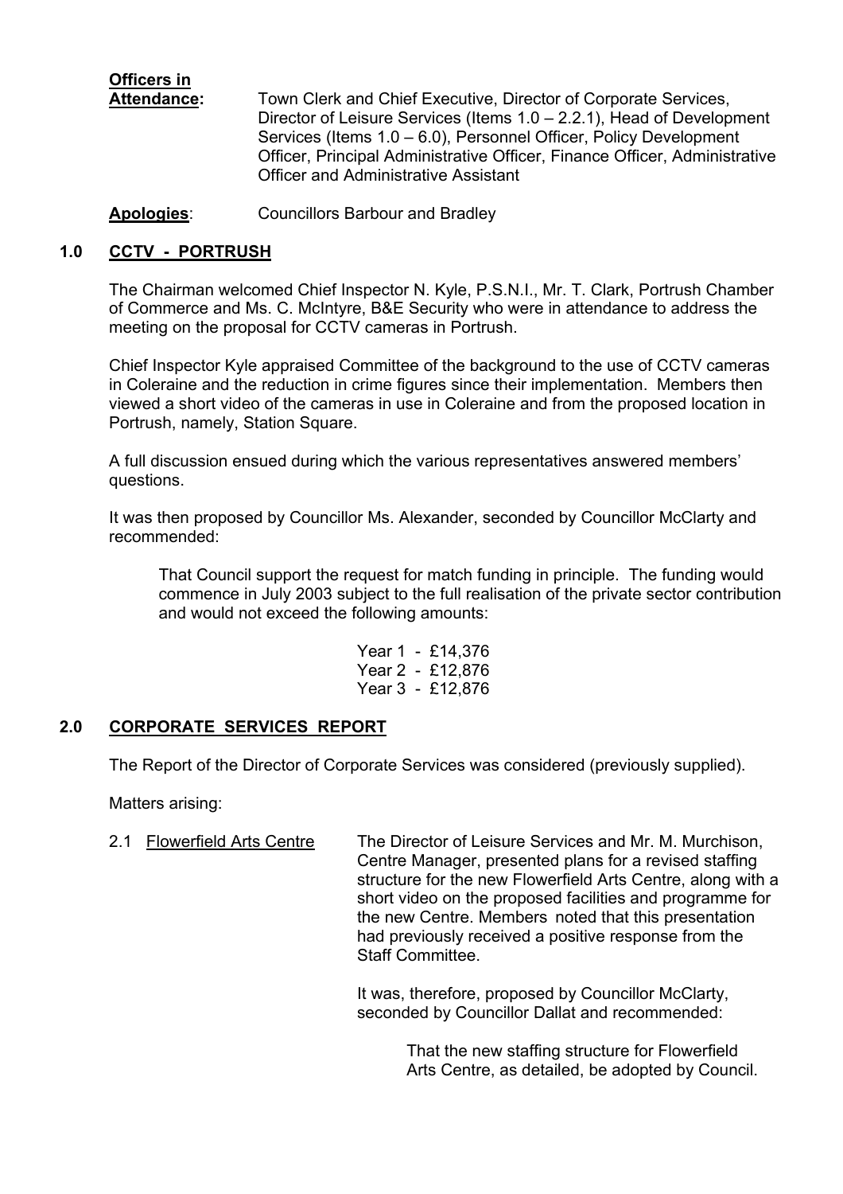**Officers in Attendance:** Town Clerk and Chief Executive, Director of Corporate Services, Director of Leisure Services (Items 1.0 – 2.2.1), Head of Development Services (Items 1.0 – 6.0), Personnel Officer, Policy Development Officer, Principal Administrative Officer, Finance Officer, Administrative Officer and Administrative Assistant

**Apologies**: Councillors Barbour and Bradley

## 1.0 CCTV - PORTRUSH

The Chairman welcomed Chief Inspector N. Kyle, P.S.N.I., Mr. T. Clark, Portrush Chamber of Commerce and Ms. C. McIntyre, B&E Security who were in attendance to address the meeting on the proposal for CCTV cameras in Portrush.

Chief Inspector Kyle appraised Committee of the background to the use of CCTV cameras in Coleraine and the reduction in crime figures since their implementation. Members then viewed a short video of the cameras in use in Coleraine and from the proposed location in Portrush, namely, Station Square.

A full discussion ensued during which the various representatives answered members' questions.

It was then proposed by Councillor Ms. Alexander, seconded by Councillor McClarty and recommended:

> That Council support the request for match funding in principle. The funding would commence in July 2003 subject to the full realisation of the private sector contribution and would not exceed the following amounts:
>
> Year 1 - £14,376
> Year 2 - £12,876
> Year 3 - £12,876

## 2.0 CORPORATE SERVICES REPORT

The Report of the Director of Corporate Services was considered (previously supplied).

Matters arising:

2.1 Flowerfield Arts Centre

The Director of Leisure Services and Mr. M. Murchison, Centre Manager, presented plans for a revised staffing structure for the new Flowerfield Arts Centre, along with a short video on the proposed facilities and programme for the new Centre. Members noted that this presentation had previously received a positive response from the Staff Committee.

It was, therefore, proposed by Councillor McClarty, seconded by Councillor Dallat and recommended:

> That the new staffing structure for Flowerfield Arts Centre, as detailed, be adopted by Council.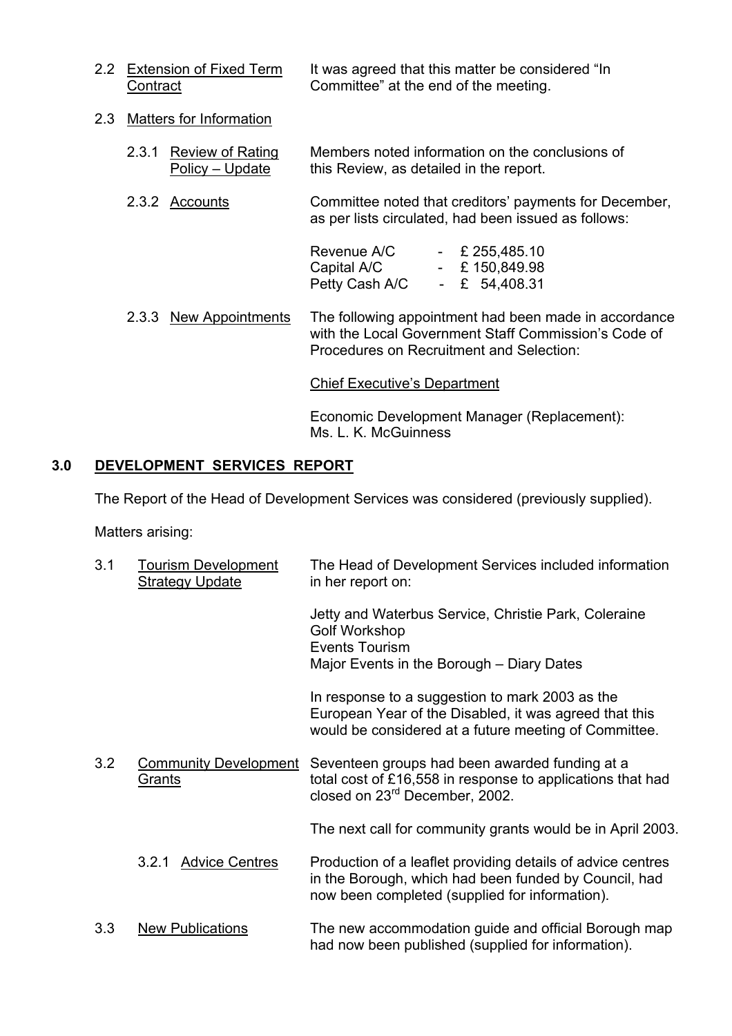2.2 Extension of Fixed Term Contract — It was agreed that this matter be considered "In Committee" at the end of the meeting.

2.3 Matters for Information

2.3.1 Review of Rating Policy – Update — Members noted information on the conclusions of this Review, as detailed in the report.

2.3.2 Accounts — Committee noted that creditors' payments for December, as per lists circulated, had been issued as follows:

| | | |
|---|---|---|
| Revenue A/C | - | £ 255,485.10 |
| Capital A/C | - | £ 150,849.98 |
| Petty Cash A/C | - | £ 54,408.31 |

2.3.3 New Appointments — The following appointment had been made in accordance with the Local Government Staff Commission's Code of Procedures on Recruitment and Selection:

Chief Executive's Department

Economic Development Manager (Replacement): Ms. L. K. McGuinness

## 3.0 DEVELOPMENT SERVICES REPORT

The Report of the Head of Development Services was considered (previously supplied).

Matters arising:

3.1 Tourism Development Strategy Update — The Head of Development Services included information in her report on:

Jetty and Waterbus Service, Christie Park, Coleraine
Golf Workshop
Events Tourism
Major Events in the Borough – Diary Dates

In response to a suggestion to mark 2003 as the European Year of the Disabled, it was agreed that this would be considered at a future meeting of Committee.

3.2 Community Development Grants — Seventeen groups had been awarded funding at a total cost of £16,558 in response to applications that had closed on 23rd December, 2002.

The next call for community grants would be in April 2003.

3.2.1 Advice Centres — Production of a leaflet providing details of advice centres in the Borough, which had been funded by Council, had now been completed (supplied for information).

3.3 New Publications — The new accommodation guide and official Borough map had now been published (supplied for information).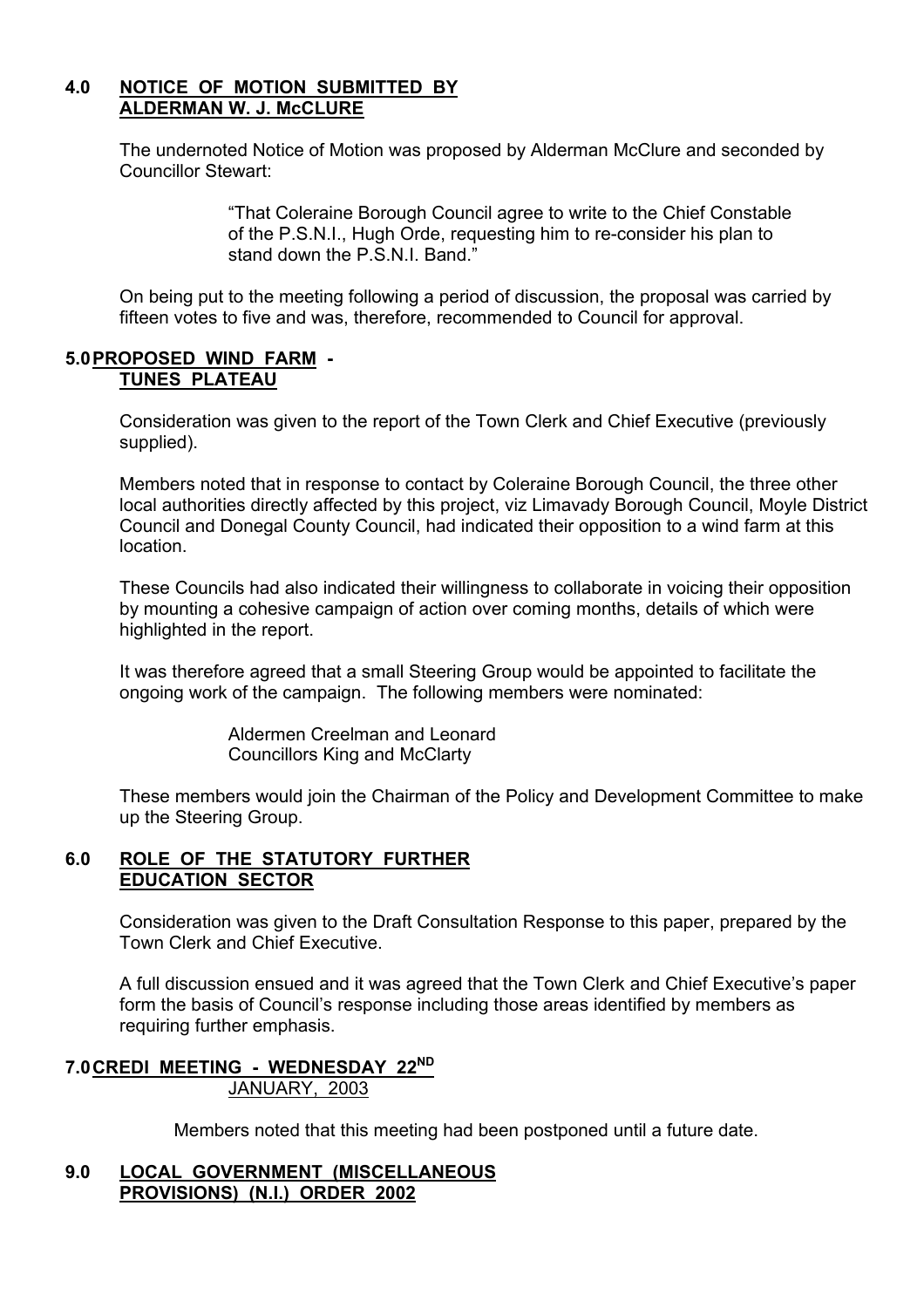## 4.0 NOTICE OF MOTION SUBMITTED BY ALDERMAN W. J. McCLURE

The undernoted Notice of Motion was proposed by Alderman McClure and seconded by Councillor Stewart:

> "That Coleraine Borough Council agree to write to the Chief Constable of the P.S.N.I., Hugh Orde, requesting him to re-consider his plan to stand down the P.S.N.I. Band."

On being put to the meeting following a period of discussion, the proposal was carried by fifteen votes to five and was, therefore, recommended to Council for approval.

## 5.0 PROPOSED WIND FARM - TUNES PLATEAU

Consideration was given to the report of the Town Clerk and Chief Executive (previously supplied).

Members noted that in response to contact by Coleraine Borough Council, the three other local authorities directly affected by this project, viz Limavady Borough Council, Moyle District Council and Donegal County Council, had indicated their opposition to a wind farm at this location.

These Councils had also indicated their willingness to collaborate in voicing their opposition by mounting a cohesive campaign of action over coming months, details of which were highlighted in the report.

It was therefore agreed that a small Steering Group would be appointed to facilitate the ongoing work of the campaign. The following members were nominated:

> Aldermen Creelman and Leonard
> Councillors King and McClarty

These members would join the Chairman of the Policy and Development Committee to make up the Steering Group.

## 6.0 ROLE OF THE STATUTORY FURTHER EDUCATION SECTOR

Consideration was given to the Draft Consultation Response to this paper, prepared by the Town Clerk and Chief Executive.

A full discussion ensued and it was agreed that the Town Clerk and Chief Executive's paper form the basis of Council's response including those areas identified by members as requiring further emphasis.

## 7.0 CREDI MEETING - WEDNESDAY 22ND JANUARY, 2003

Members noted that this meeting had been postponed until a future date.

## 9.0 LOCAL GOVERNMENT (MISCELLANEOUS PROVISIONS) (N.I.) ORDER 2002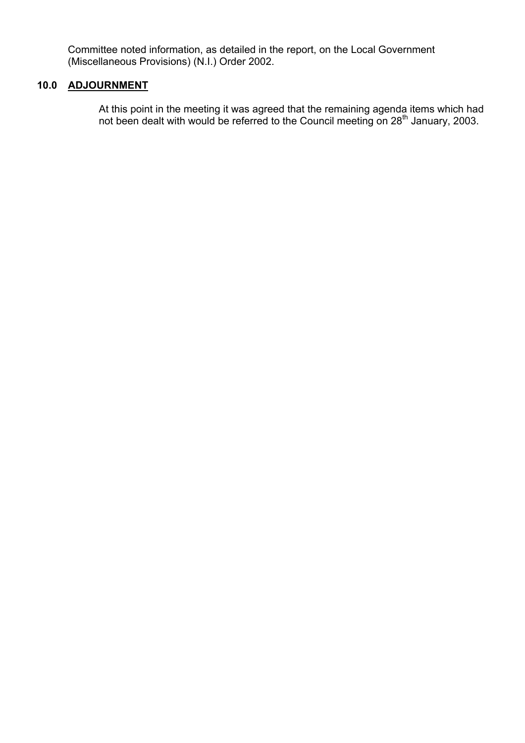Committee noted information, as detailed in the report, on the Local Government (Miscellaneous Provisions) (N.I.) Order 2002.

## 10.0 ADJOURNMENT

At this point in the meeting it was agreed that the remaining agenda items which had not been dealt with would be referred to the Council meeting on 28th January, 2003.